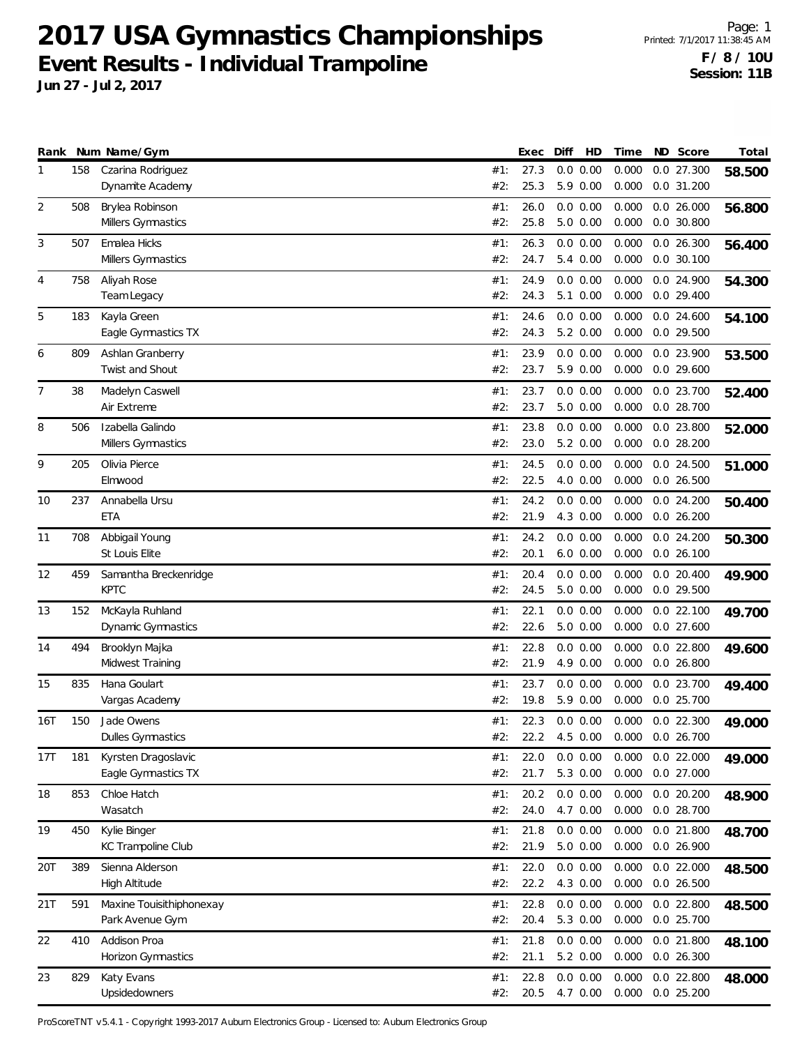# 2017 USA Gymnastics Championships

## Event Results - Individual Trampoline

**Jun 27 - Jul 2, 2017**

Printed: 7/1/2017 11:38:45 AM

**F / 8 / 10U**
**Session: 11B**

| Rank | Num | Name/Gym | | Exec | Diff | HD | Time | ND | Score | Total |
|---|---|---|---|---|---|---|---|---|---|---|
| 1 | 158 | Czarina Rodriguez | #1: | 27.3 | 0.0 | 0.00 | 0.000 | 0.0 | 27.300 | **58.500** |
| | | Dynamite Academy | #2: | 25.3 | 5.9 | 0.00 | 0.000 | 0.0 | 31.200 | |
| 2 | 508 | Brylea Robinson | #1: | 26.0 | 0.0 | 0.00 | 0.000 | 0.0 | 26.000 | **56.800** |
| | | Millers Gymnastics | #2: | 25.8 | 5.0 | 0.00 | 0.000 | 0.0 | 30.800 | |
| 3 | 507 | Emalea Hicks | #1: | 26.3 | 0.0 | 0.00 | 0.000 | 0.0 | 26.300 | **56.400** |
| | | Millers Gymnastics | #2: | 24.7 | 5.4 | 0.00 | 0.000 | 0.0 | 30.100 | |
| 4 | 758 | Aliyah Rose | #1: | 24.9 | 0.0 | 0.00 | 0.000 | 0.0 | 24.900 | **54.300** |
| | | Team Legacy | #2: | 24.3 | 5.1 | 0.00 | 0.000 | 0.0 | 29.400 | |
| 5 | 183 | Kayla Green | #1: | 24.6 | 0.0 | 0.00 | 0.000 | 0.0 | 24.600 | **54.100** |
| | | Eagle Gymnastics TX | #2: | 24.3 | 5.2 | 0.00 | 0.000 | 0.0 | 29.500 | |
| 6 | 809 | Ashlan Granberry | #1: | 23.9 | 0.0 | 0.00 | 0.000 | 0.0 | 23.900 | **53.500** |
| | | Twist and Shout | #2: | 23.7 | 5.9 | 0.00 | 0.000 | 0.0 | 29.600 | |
| 7 | 38 | Madelyn Caswell | #1: | 23.7 | 0.0 | 0.00 | 0.000 | 0.0 | 23.700 | **52.400** |
| | | Air Extreme | #2: | 23.7 | 5.0 | 0.00 | 0.000 | 0.0 | 28.700 | |
| 8 | 506 | Izabella Galindo | #1: | 23.8 | 0.0 | 0.00 | 0.000 | 0.0 | 23.800 | **52.000** |
| | | Millers Gymnastics | #2: | 23.0 | 5.2 | 0.00 | 0.000 | 0.0 | 28.200 | |
| 9 | 205 | Olivia Pierce | #1: | 24.5 | 0.0 | 0.00 | 0.000 | 0.0 | 24.500 | **51.000** |
| | | Elmwood | #2: | 22.5 | 4.0 | 0.00 | 0.000 | 0.0 | 26.500 | |
| 10 | 237 | Annabella Ursu | #1: | 24.2 | 0.0 | 0.00 | 0.000 | 0.0 | 24.200 | **50.400** |
| | | ETA | #2: | 21.9 | 4.3 | 0.00 | 0.000 | 0.0 | 26.200 | |
| 11 | 708 | Abbigail Young | #1: | 24.2 | 0.0 | 0.00 | 0.000 | 0.0 | 24.200 | **50.300** |
| | | St Louis Elite | #2: | 20.1 | 6.0 | 0.00 | 0.000 | 0.0 | 26.100 | |
| 12 | 459 | Samantha Breckenridge | #1: | 20.4 | 0.0 | 0.00 | 0.000 | 0.0 | 20.400 | **49.900** |
| | | KPTC | #2: | 24.5 | 5.0 | 0.00 | 0.000 | 0.0 | 29.500 | |
| 13 | 152 | McKayla Ruhland | #1: | 22.1 | 0.0 | 0.00 | 0.000 | 0.0 | 22.100 | **49.700** |
| | | Dynamic Gymnastics | #2: | 22.6 | 5.0 | 0.00 | 0.000 | 0.0 | 27.600 | |
| 14 | 494 | Brooklyn Majka | #1: | 22.8 | 0.0 | 0.00 | 0.000 | 0.0 | 22.800 | **49.600** |
| | | Midwest Training | #2: | 21.9 | 4.9 | 0.00 | 0.000 | 0.0 | 26.800 | |
| 15 | 835 | Hana Goulart | #1: | 23.7 | 0.0 | 0.00 | 0.000 | 0.0 | 23.700 | **49.400** |
| | | Vargas Academy | #2: | 19.8 | 5.9 | 0.00 | 0.000 | 0.0 | 25.700 | |
| 16T | 150 | Jade Owens | #1: | 22.3 | 0.0 | 0.00 | 0.000 | 0.0 | 22.300 | **49.000** |
| | | Dulles Gymnastics | #2: | 22.2 | 4.5 | 0.00 | 0.000 | 0.0 | 26.700 | |
| 17T | 181 | Kyrsten Dragoslavic | #1: | 22.0 | 0.0 | 0.00 | 0.000 | 0.0 | 22.000 | **49.000** |
| | | Eagle Gymnastics TX | #2: | 21.7 | 5.3 | 0.00 | 0.000 | 0.0 | 27.000 | |
| 18 | 853 | Chloe Hatch | #1: | 20.2 | 0.0 | 0.00 | 0.000 | 0.0 | 20.200 | **48.900** |
| | | Wasatch | #2: | 24.0 | 4.7 | 0.00 | 0.000 | 0.0 | 28.700 | |
| 19 | 450 | Kylie Binger | #1: | 21.8 | 0.0 | 0.00 | 0.000 | 0.0 | 21.800 | **48.700** |
| | | KC Trampoline Club | #2: | 21.9 | 5.0 | 0.00 | 0.000 | 0.0 | 26.900 | |
| 20T | 389 | Sienna Alderson | #1: | 22.0 | 0.0 | 0.00 | 0.000 | 0.0 | 22.000 | **48.500** |
| | | High Altitude | #2: | 22.2 | 4.3 | 0.00 | 0.000 | 0.0 | 26.500 | |
| 21T | 591 | Maxine Touisithiphonexay | #1: | 22.8 | 0.0 | 0.00 | 0.000 | 0.0 | 22.800 | **48.500** |
| | | Park Avenue Gym | #2: | 20.4 | 5.3 | 0.00 | 0.000 | 0.0 | 25.700 | |
| 22 | 410 | Addison Proa | #1: | 21.8 | 0.0 | 0.00 | 0.000 | 0.0 | 21.800 | **48.100** |
| | | Horizon Gymnastics | #2: | 21.1 | 5.2 | 0.00 | 0.000 | 0.0 | 26.300 | |
| 23 | 829 | Katy Evans | #1: | 22.8 | 0.0 | 0.00 | 0.000 | 0.0 | 22.800 | **48.000** |
| | | Upsidedowners | #2: | 20.5 | 4.7 | 0.00 | 0.000 | 0.0 | 25.200 | |

ProScoreTNT v5.4.1 - Copyright 1993-2017 Auburn Electronics Group - Licensed to: Auburn Electronics Group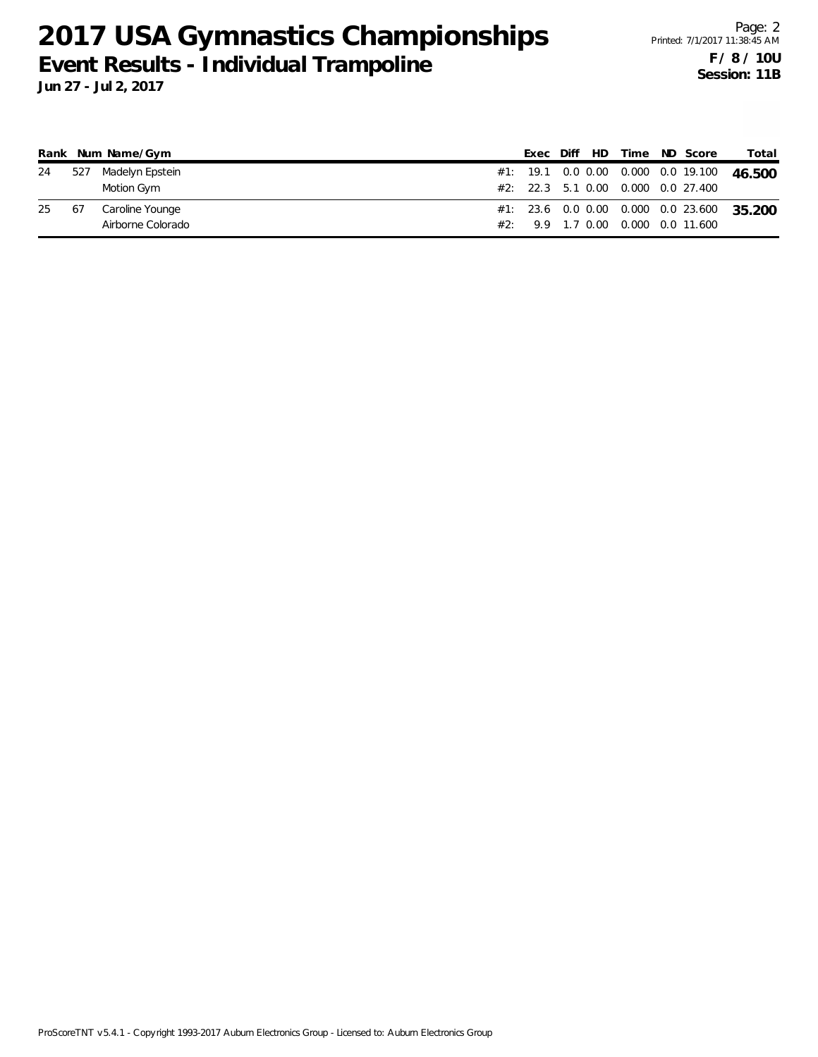# 2017 USA Gymnastics Championships

## Event Results - Individual Trampoline

**Jun 27 - Jul 2, 2017**

Printed: 7/1/2017 11:38:45 AM

**F / 8 / 10U**
**Session: 11B**

| Rank | Num | Name/Gym | | Exec | Diff | HD | Time | ND | Score | Total |
|---|---|---|---|---|---|---|---|---|---|---|
| 24 | 527 | Madelyn Epstein | #1: | 19.1 | 0.0 | 0.00 | 0.000 | 0.0 | 19.100 | **46.500** |
| | | Motion Gym | #2: | 22.3 | 5.1 | 0.00 | 0.000 | 0.0 | 27.400 | |
| 25 | 67 | Caroline Younge | #1: | 23.6 | 0.0 | 0.00 | 0.000 | 0.0 | 23.600 | **35.200** |
| | | Airborne Colorado | #2: | 9.9 | 1.7 | 0.00 | 0.000 | 0.0 | 11.600 | |

ProScoreTNT v5.4.1 - Copyright 1993-2017 Auburn Electronics Group - Licensed to: Auburn Electronics Group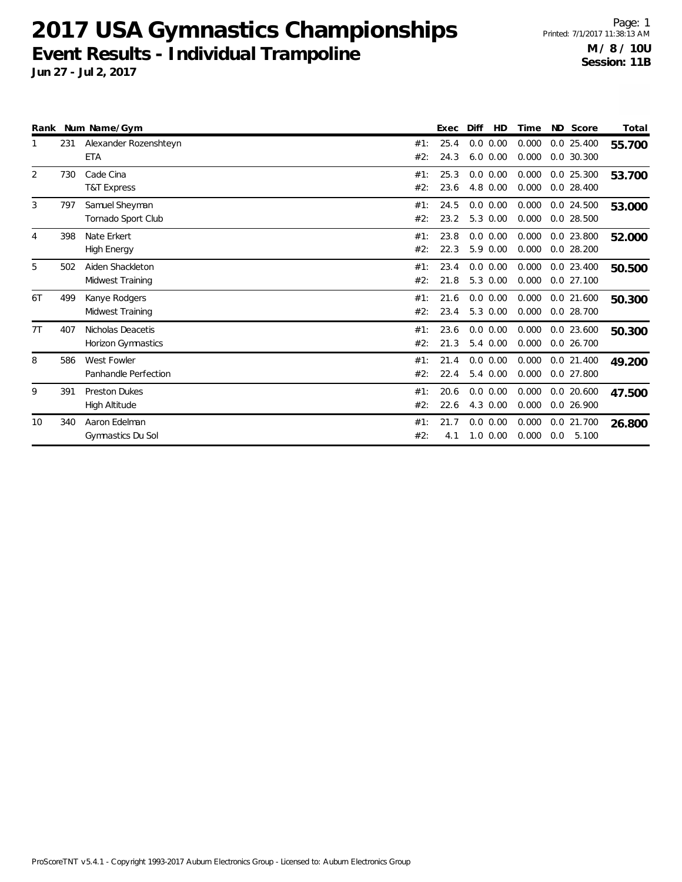# 2017 USA Gymnastics Championships

## Event Results - Individual Trampoline

**Jun 27 - Jul 2, 2017**

**M / 8 / 10U**
**Session: 11B**

| Rank | Num | Name/Gym | | Exec | Diff | HD | Time | ND | Score | Total |
|---|---|---|---|---|---|---|---|---|---|---|
| 1 | 231 | Alexander Rozenshteyn | #1: | 25.4 | 0.0 | 0.00 | 0.000 | 0.0 | 25.400 | **55.700** |
| | | ETA | #2: | 24.3 | 6.0 | 0.00 | 0.000 | 0.0 | 30.300 | |
| 2 | 730 | Cade Cina | #1: | 25.3 | 0.0 | 0.00 | 0.000 | 0.0 | 25.300 | **53.700** |
| | | T&T Express | #2: | 23.6 | 4.8 | 0.00 | 0.000 | 0.0 | 28.400 | |
| 3 | 797 | Samuel Sheyman | #1: | 24.5 | 0.0 | 0.00 | 0.000 | 0.0 | 24.500 | **53.000** |
| | | Tornado Sport Club | #2: | 23.2 | 5.3 | 0.00 | 0.000 | 0.0 | 28.500 | |
| 4 | 398 | Nate Erkert | #1: | 23.8 | 0.0 | 0.00 | 0.000 | 0.0 | 23.800 | **52.000** |
| | | High Energy | #2: | 22.3 | 5.9 | 0.00 | 0.000 | 0.0 | 28.200 | |
| 5 | 502 | Aiden Shackleton | #1: | 23.4 | 0.0 | 0.00 | 0.000 | 0.0 | 23.400 | **50.500** |
| | | Midwest Training | #2: | 21.8 | 5.3 | 0.00 | 0.000 | 0.0 | 27.100 | |
| 6T | 499 | Kanye Rodgers | #1: | 21.6 | 0.0 | 0.00 | 0.000 | 0.0 | 21.600 | **50.300** |
| | | Midwest Training | #2: | 23.4 | 5.3 | 0.00 | 0.000 | 0.0 | 28.700 | |
| 7T | 407 | Nicholas Deacetis | #1: | 23.6 | 0.0 | 0.00 | 0.000 | 0.0 | 23.600 | **50.300** |
| | | Horizon Gymnastics | #2: | 21.3 | 5.4 | 0.00 | 0.000 | 0.0 | 26.700 | |
| 8 | 586 | West Fowler | #1: | 21.4 | 0.0 | 0.00 | 0.000 | 0.0 | 21.400 | **49.200** |
| | | Panhandle Perfection | #2: | 22.4 | 5.4 | 0.00 | 0.000 | 0.0 | 27.800 | |
| 9 | 391 | Preston Dukes | #1: | 20.6 | 0.0 | 0.00 | 0.000 | 0.0 | 20.600 | **47.500** |
| | | High Altitude | #2: | 22.6 | 4.3 | 0.00 | 0.000 | 0.0 | 26.900 | |
| 10 | 340 | Aaron Edelman | #1: | 21.7 | 0.0 | 0.00 | 0.000 | 0.0 | 21.700 | **26.800** |
| | | Gymnastics Du Sol | #2: | 4.1 | 1.0 | 0.00 | 0.000 | 0.0 | 5.100 | |

ProScoreTNT v5.4.1 - Copyright 1993-2017 Auburn Electronics Group - Licensed to: Auburn Electronics Group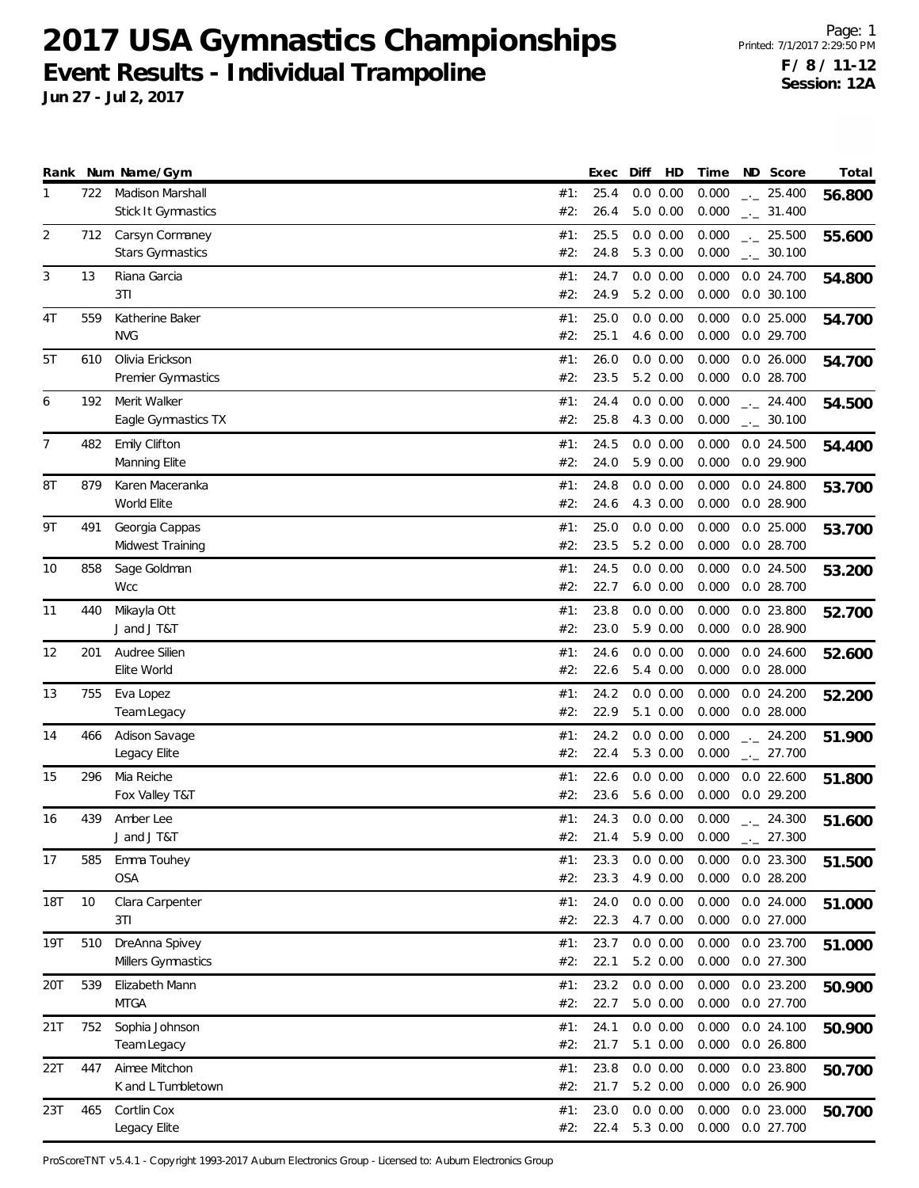# 2017 USA Gymnastics Championships

## Event Results - Individual Trampoline

**Jun 27 - Jul 2, 2017**

**F / 8 / 11-12**
**Session: 12A**

| Rank | Num | Name/Gym | | Exec | Diff | HD | Time | ND | Score | Total |
|---|---|---|---|---|---|---|---|---|---|---|
| 1 | 722 | Madison Marshall | #1: | 25.4 | 0.0 | 0.00 | 0.000 | _._ | 25.400 | **56.800** |
| | | Stick It Gymnastics | #2: | 26.4 | 5.0 | 0.00 | 0.000 | _._ | 31.400 | |
| 2 | 712 | Carsyn Cormaney | #1: | 25.5 | 0.0 | 0.00 | 0.000 | _._ | 25.500 | **55.600** |
| | | Stars Gymnastics | #2: | 24.8 | 5.3 | 0.00 | 0.000 | _._ | 30.100 | |
| 3 | 13 | Riana Garcia | #1: | 24.7 | 0.0 | 0.00 | 0.000 | 0.0 | 24.700 | **54.800** |
| | | 3TI | #2: | 24.9 | 5.2 | 0.00 | 0.000 | 0.0 | 30.100 | |
| 4T | 559 | Katherine Baker | #1: | 25.0 | 0.0 | 0.00 | 0.000 | 0.0 | 25.000 | **54.700** |
| | | NVG | #2: | 25.1 | 4.6 | 0.00 | 0.000 | 0.0 | 29.700 | |
| 5T | 610 | Olivia Erickson | #1: | 26.0 | 0.0 | 0.00 | 0.000 | 0.0 | 26.000 | **54.700** |
| | | Premier Gymnastics | #2: | 23.5 | 5.2 | 0.00 | 0.000 | 0.0 | 28.700 | |
| 6 | 192 | Merit Walker | #1: | 24.4 | 0.0 | 0.00 | 0.000 | _._ | 24.400 | **54.500** |
| | | Eagle Gymnastics TX | #2: | 25.8 | 4.3 | 0.00 | 0.000 | _._ | 30.100 | |
| 7 | 482 | Emily Clifton | #1: | 24.5 | 0.0 | 0.00 | 0.000 | 0.0 | 24.500 | **54.400** |
| | | Manning Elite | #2: | 24.0 | 5.9 | 0.00 | 0.000 | 0.0 | 29.900 | |
| 8T | 879 | Karen Maceranka | #1: | 24.8 | 0.0 | 0.00 | 0.000 | 0.0 | 24.800 | **53.700** |
| | | World Elite | #2: | 24.6 | 4.3 | 0.00 | 0.000 | 0.0 | 28.900 | |
| 9T | 491 | Georgia Cappas | #1: | 25.0 | 0.0 | 0.00 | 0.000 | 0.0 | 25.000 | **53.700** |
| | | Midwest Training | #2: | 23.5 | 5.2 | 0.00 | 0.000 | 0.0 | 28.700 | |
| 10 | 858 | Sage Goldman | #1: | 24.5 | 0.0 | 0.00 | 0.000 | 0.0 | 24.500 | **53.200** |
| | | Wcc | #2: | 22.7 | 6.0 | 0.00 | 0.000 | 0.0 | 28.700 | |
| 11 | 440 | Mikayla Ott | #1: | 23.8 | 0.0 | 0.00 | 0.000 | 0.0 | 23.800 | **52.700** |
| | | J and J T&T | #2: | 23.0 | 5.9 | 0.00 | 0.000 | 0.0 | 28.900 | |
| 12 | 201 | Audree Silien | #1: | 24.6 | 0.0 | 0.00 | 0.000 | 0.0 | 24.600 | **52.600** |
| | | Elite World | #2: | 22.6 | 5.4 | 0.00 | 0.000 | 0.0 | 28.000 | |
| 13 | 755 | Eva Lopez | #1: | 24.2 | 0.0 | 0.00 | 0.000 | 0.0 | 24.200 | **52.200** |
| | | Team Legacy | #2: | 22.9 | 5.1 | 0.00 | 0.000 | 0.0 | 28.000 | |
| 14 | 466 | Adison Savage | #1: | 24.2 | 0.0 | 0.00 | 0.000 | _._ | 24.200 | **51.900** |
| | | Legacy Elite | #2: | 22.4 | 5.3 | 0.00 | 0.000 | _._ | 27.700 | |
| 15 | 296 | Mia Reiche | #1: | 22.6 | 0.0 | 0.00 | 0.000 | 0.0 | 22.600 | **51.800** |
| | | Fox Valley T&T | #2: | 23.6 | 5.6 | 0.00 | 0.000 | 0.0 | 29.200 | |
| 16 | 439 | Amber Lee | #1: | 24.3 | 0.0 | 0.00 | 0.000 | _._ | 24.300 | **51.600** |
| | | J and J T&T | #2: | 21.4 | 5.9 | 0.00 | 0.000 | _._ | 27.300 | |
| 17 | 585 | Emma Touhey | #1: | 23.3 | 0.0 | 0.00 | 0.000 | 0.0 | 23.300 | **51.500** |
| | | OSA | #2: | 23.3 | 4.9 | 0.00 | 0.000 | 0.0 | 28.200 | |
| 18T | 10 | Clara Carpenter | #1: | 24.0 | 0.0 | 0.00 | 0.000 | 0.0 | 24.000 | **51.000** |
| | | 3TI | #2: | 22.3 | 4.7 | 0.00 | 0.000 | 0.0 | 27.000 | |
| 19T | 510 | DreAnna Spivey | #1: | 23.7 | 0.0 | 0.00 | 0.000 | 0.0 | 23.700 | **51.000** |
| | | Millers Gymnastics | #2: | 22.1 | 5.2 | 0.00 | 0.000 | 0.0 | 27.300 | |
| 20T | 539 | Elizabeth Mann | #1: | 23.2 | 0.0 | 0.00 | 0.000 | 0.0 | 23.200 | **50.900** |
| | | MTGA | #2: | 22.7 | 5.0 | 0.00 | 0.000 | 0.0 | 27.700 | |
| 21T | 752 | Sophia Johnson | #1: | 24.1 | 0.0 | 0.00 | 0.000 | 0.0 | 24.100 | **50.900** |
| | | Team Legacy | #2: | 21.7 | 5.1 | 0.00 | 0.000 | 0.0 | 26.800 | |
| 22T | 447 | Aimee Mitchon | #1: | 23.8 | 0.0 | 0.00 | 0.000 | 0.0 | 23.800 | **50.700** |
| | | K and L Tumbletown | #2: | 21.7 | 5.2 | 0.00 | 0.000 | 0.0 | 26.900 | |
| 23T | 465 | Cortlin Cox | #1: | 23.0 | 0.0 | 0.00 | 0.000 | 0.0 | 23.000 | **50.700** |
| | | Legacy Elite | #2: | 22.4 | 5.3 | 0.00 | 0.000 | 0.0 | 27.700 | |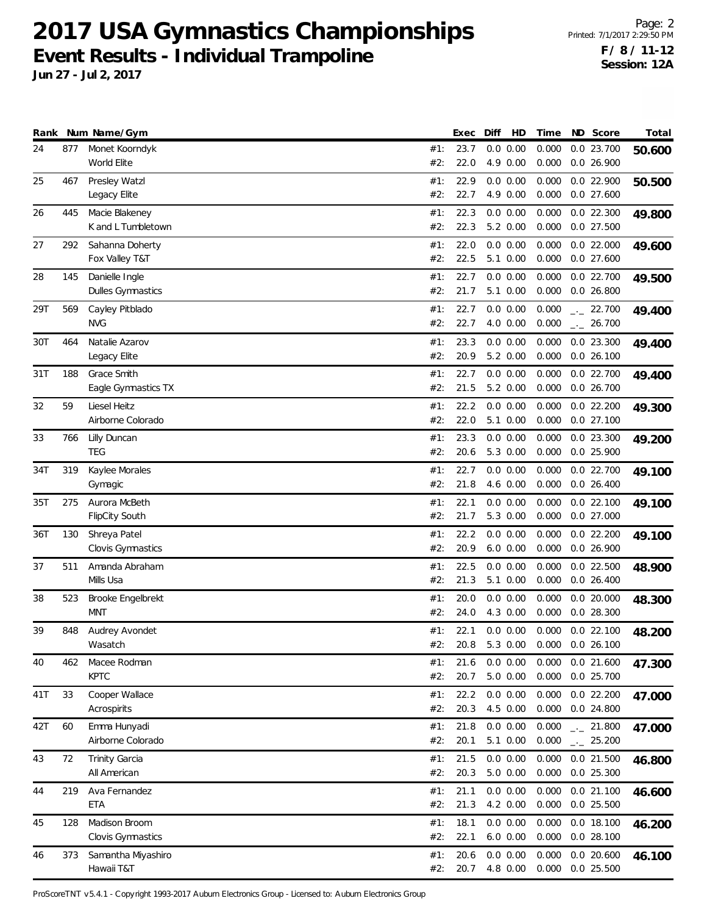# 2017 USA Gymnastics Championships

## Event Results - Individual Trampoline

**Jun 27 - Jul 2, 2017**

**F / 8 / 11-12**
**Session: 12A**

| Rank | Num | Name/Gym | | Exec | Diff | HD | Time | ND | Score | Total |
|---|---|---|---|---|---|---|---|---|---|---|
| 24 | 877 | Monet Koorndyk | #1: | 23.7 | 0.0 | 0.00 | 0.000 | 0.0 | 23.700 | **50.600** |
| | | World Elite | #2: | 22.0 | 4.9 | 0.00 | 0.000 | 0.0 | 26.900 | |
| 25 | 467 | Presley Watzl | #1: | 22.9 | 0.0 | 0.00 | 0.000 | 0.0 | 22.900 | **50.500** |
| | | Legacy Elite | #2: | 22.7 | 4.9 | 0.00 | 0.000 | 0.0 | 27.600 | |
| 26 | 445 | Macie Blakeney | #1: | 22.3 | 0.0 | 0.00 | 0.000 | 0.0 | 22.300 | **49.800** |
| | | K and L Tumbletown | #2: | 22.3 | 5.2 | 0.00 | 0.000 | 0.0 | 27.500 | |
| 27 | 292 | Sahanna Doherty | #1: | 22.0 | 0.0 | 0.00 | 0.000 | 0.0 | 22.000 | **49.600** |
| | | Fox Valley T&T | #2: | 22.5 | 5.1 | 0.00 | 0.000 | 0.0 | 27.600 | |
| 28 | 145 | Danielle Ingle | #1: | 22.7 | 0.0 | 0.00 | 0.000 | 0.0 | 22.700 | **49.500** |
| | | Dulles Gymnastics | #2: | 21.7 | 5.1 | 0.00 | 0.000 | 0.0 | 26.800 | |
| 29T | 569 | Cayley Pitblado | #1: | 22.7 | 0.0 | 0.00 | 0.000 | _._ | 22.700 | **49.400** |
| | | NVG | #2: | 22.7 | 4.0 | 0.00 | 0.000 | _._ | 26.700 | |
| 30T | 464 | Natalie Azarov | #1: | 23.3 | 0.0 | 0.00 | 0.000 | 0.0 | 23.300 | **49.400** |
| | | Legacy Elite | #2: | 20.9 | 5.2 | 0.00 | 0.000 | 0.0 | 26.100 | |
| 31T | 188 | Grace Smith | #1: | 22.7 | 0.0 | 0.00 | 0.000 | 0.0 | 22.700 | **49.400** |
| | | Eagle Gymnastics TX | #2: | 21.5 | 5.2 | 0.00 | 0.000 | 0.0 | 26.700 | |
| 32 | 59 | Liesel Heitz | #1: | 22.2 | 0.0 | 0.00 | 0.000 | 0.0 | 22.200 | **49.300** |
| | | Airborne Colorado | #2: | 22.0 | 5.1 | 0.00 | 0.000 | 0.0 | 27.100 | |
| 33 | 766 | Lilly Duncan | #1: | 23.3 | 0.0 | 0.00 | 0.000 | 0.0 | 23.300 | **49.200** |
| | | TEG | #2: | 20.6 | 5.3 | 0.00 | 0.000 | 0.0 | 25.900 | |
| 34T | 319 | Kaylee Morales | #1: | 22.7 | 0.0 | 0.00 | 0.000 | 0.0 | 22.700 | **49.100** |
| | | Gymagic | #2: | 21.8 | 4.6 | 0.00 | 0.000 | 0.0 | 26.400 | |
| 35T | 275 | Aurora McBeth | #1: | 22.1 | 0.0 | 0.00 | 0.000 | 0.0 | 22.100 | **49.100** |
| | | FlipCity South | #2: | 21.7 | 5.3 | 0.00 | 0.000 | 0.0 | 27.000 | |
| 36T | 130 | Shreya Patel | #1: | 22.2 | 0.0 | 0.00 | 0.000 | 0.0 | 22.200 | **49.100** |
| | | Clovis Gymnastics | #2: | 20.9 | 6.0 | 0.00 | 0.000 | 0.0 | 26.900 | |
| 37 | 511 | Amanda Abraham | #1: | 22.5 | 0.0 | 0.00 | 0.000 | 0.0 | 22.500 | **48.900** |
| | | Mills Usa | #2: | 21.3 | 5.1 | 0.00 | 0.000 | 0.0 | 26.400 | |
| 38 | 523 | Brooke Engelbrekt | #1: | 20.0 | 0.0 | 0.00 | 0.000 | 0.0 | 20.000 | **48.300** |
| | | MNT | #2: | 24.0 | 4.3 | 0.00 | 0.000 | 0.0 | 28.300 | |
| 39 | 848 | Audrey Avondet | #1: | 22.1 | 0.0 | 0.00 | 0.000 | 0.0 | 22.100 | **48.200** |
| | | Wasatch | #2: | 20.8 | 5.3 | 0.00 | 0.000 | 0.0 | 26.100 | |
| 40 | 462 | Macee Rodman | #1: | 21.6 | 0.0 | 0.00 | 0.000 | 0.0 | 21.600 | **47.300** |
| | | KPTC | #2: | 20.7 | 5.0 | 0.00 | 0.000 | 0.0 | 25.700 | |
| 41T | 33 | Cooper Wallace | #1: | 22.2 | 0.0 | 0.00 | 0.000 | 0.0 | 22.200 | **47.000** |
| | | Acrospirits | #2: | 20.3 | 4.5 | 0.00 | 0.000 | 0.0 | 24.800 | |
| 42T | 60 | Emma Hunyadi | #1: | 21.8 | 0.0 | 0.00 | 0.000 | _._ | 21.800 | **47.000** |
| | | Airborne Colorado | #2: | 20.1 | 5.1 | 0.00 | 0.000 | _._ | 25.200 | |
| 43 | 72 | Trinity Garcia | #1: | 21.5 | 0.0 | 0.00 | 0.000 | 0.0 | 21.500 | **46.800** |
| | | All American | #2: | 20.3 | 5.0 | 0.00 | 0.000 | 0.0 | 25.300 | |
| 44 | 219 | Ava Fernandez | #1: | 21.1 | 0.0 | 0.00 | 0.000 | 0.0 | 21.100 | **46.600** |
| | | ETA | #2: | 21.3 | 4.2 | 0.00 | 0.000 | 0.0 | 25.500 | |
| 45 | 128 | Madison Broom | #1: | 18.1 | 0.0 | 0.00 | 0.000 | 0.0 | 18.100 | **46.200** |
| | | Clovis Gymnastics | #2: | 22.1 | 6.0 | 0.00 | 0.000 | 0.0 | 28.100 | |
| 46 | 373 | Samantha Miyashiro | #1: | 20.6 | 0.0 | 0.00 | 0.000 | 0.0 | 20.600 | **46.100** |
| | | Hawaii T&T | #2: | 20.7 | 4.8 | 0.00 | 0.000 | 0.0 | 25.500 | |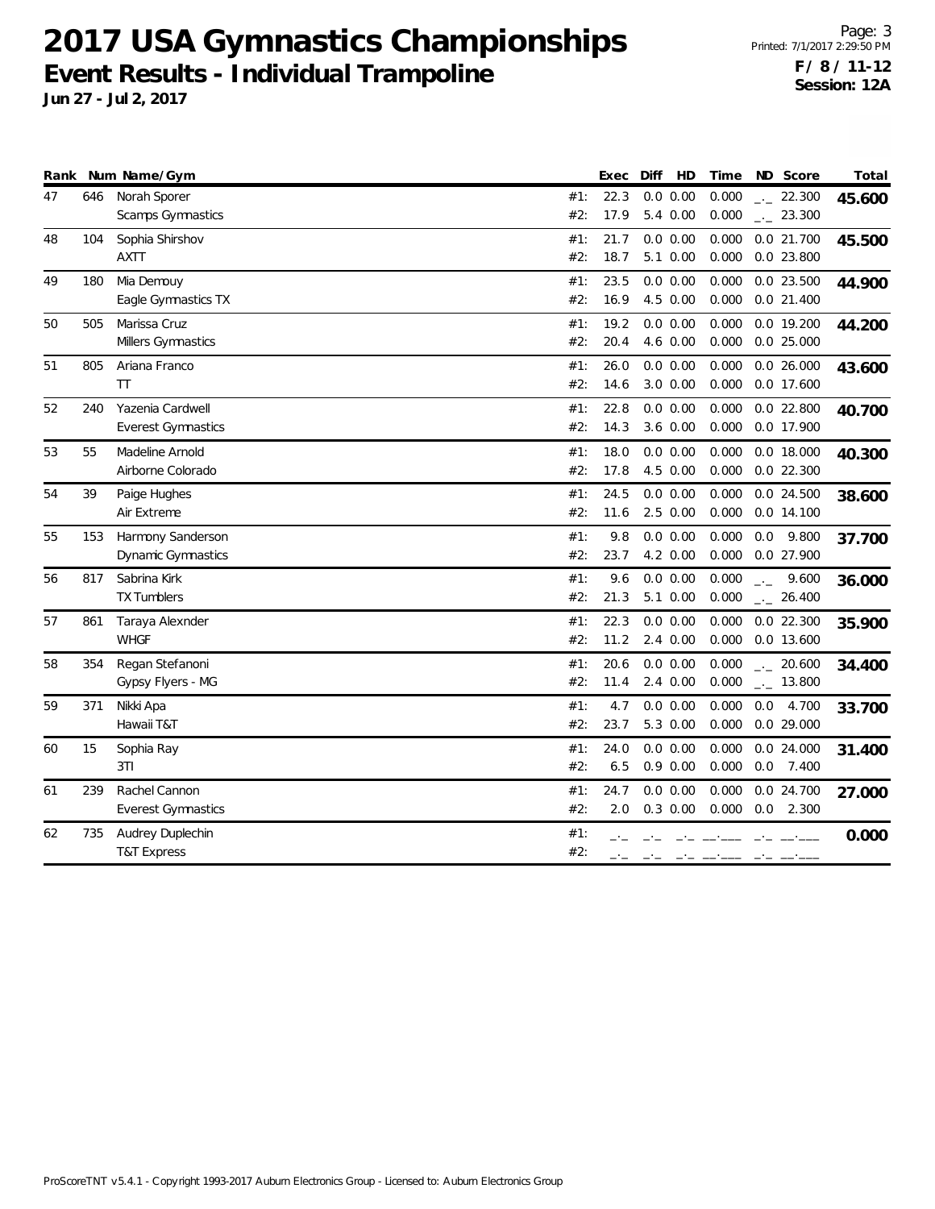# 2017 USA Gymnastics Championships

## Event Results - Individual Trampoline

**Jun 27 - Jul 2, 2017**

Page: 3
Printed: 7/1/2017 2:29:50 PM
**F / 8 / 11-12**
**Session: 12A**

| Rank | Num | Name/Gym | | Exec | Diff | HD | Time | ND | Score | Total |
|---|---|---|---|---|---|---|---|---|---|---|
| 47 | 646 | Norah Sporer | #1: | 22.3 | 0.0 | 0.00 | 0.000 | _._ | 22.300 | **45.600** |
| | | Scamps Gymnastics | #2: | 17.9 | 5.4 | 0.00 | 0.000 | _._ | 23.300 | |
| 48 | 104 | Sophia Shirshov | #1: | 21.7 | 0.0 | 0.00 | 0.000 | 0.0 | 21.700 | **45.500** |
| | | AXTT | #2: | 18.7 | 5.1 | 0.00 | 0.000 | 0.0 | 23.800 | |
| 49 | 180 | Mia Demouy | #1: | 23.5 | 0.0 | 0.00 | 0.000 | 0.0 | 23.500 | **44.900** |
| | | Eagle Gymnastics TX | #2: | 16.9 | 4.5 | 0.00 | 0.000 | 0.0 | 21.400 | |
| 50 | 505 | Marissa Cruz | #1: | 19.2 | 0.0 | 0.00 | 0.000 | 0.0 | 19.200 | **44.200** |
| | | Millers Gymnastics | #2: | 20.4 | 4.6 | 0.00 | 0.000 | 0.0 | 25.000 | |
| 51 | 805 | Ariana Franco | #1: | 26.0 | 0.0 | 0.00 | 0.000 | 0.0 | 26.000 | **43.600** |
| | | TT | #2: | 14.6 | 3.0 | 0.00 | 0.000 | 0.0 | 17.600 | |
| 52 | 240 | Yazenia Cardwell | #1: | 22.8 | 0.0 | 0.00 | 0.000 | 0.0 | 22.800 | **40.700** |
| | | Everest Gymnastics | #2: | 14.3 | 3.6 | 0.00 | 0.000 | 0.0 | 17.900 | |
| 53 | 55 | Madeline Arnold | #1: | 18.0 | 0.0 | 0.00 | 0.000 | 0.0 | 18.000 | **40.300** |
| | | Airborne Colorado | #2: | 17.8 | 4.5 | 0.00 | 0.000 | 0.0 | 22.300 | |
| 54 | 39 | Paige Hughes | #1: | 24.5 | 0.0 | 0.00 | 0.000 | 0.0 | 24.500 | **38.600** |
| | | Air Extreme | #2: | 11.6 | 2.5 | 0.00 | 0.000 | 0.0 | 14.100 | |
| 55 | 153 | Harmony Sanderson | #1: | 9.8 | 0.0 | 0.00 | 0.000 | 0.0 | 9.800 | **37.700** |
| | | Dynamic Gymnastics | #2: | 23.7 | 4.2 | 0.00 | 0.000 | 0.0 | 27.900 | |
| 56 | 817 | Sabrina Kirk | #1: | 9.6 | 0.0 | 0.00 | 0.000 | _._ | 9.600 | **36.000** |
| | | TX Tumblers | #2: | 21.3 | 5.1 | 0.00 | 0.000 | _._ | 26.400 | |
| 57 | 861 | Taraya Alexnder | #1: | 22.3 | 0.0 | 0.00 | 0.000 | 0.0 | 22.300 | **35.900** |
| | | WHGF | #2: | 11.2 | 2.4 | 0.00 | 0.000 | 0.0 | 13.600 | |
| 58 | 354 | Regan Stefanoni | #1: | 20.6 | 0.0 | 0.00 | 0.000 | _._ | 20.600 | **34.400** |
| | | Gypsy Flyers - MG | #2: | 11.4 | 2.4 | 0.00 | 0.000 | _._ | 13.800 | |
| 59 | 371 | Nikki Apa | #1: | 4.7 | 0.0 | 0.00 | 0.000 | 0.0 | 4.700 | **33.700** |
| | | Hawaii T&T | #2: | 23.7 | 5.3 | 0.00 | 0.000 | 0.0 | 29.000 | |
| 60 | 15 | Sophia Ray | #1: | 24.0 | 0.0 | 0.00 | 0.000 | 0.0 | 24.000 | **31.400** |
| | | 3TI | #2: | 6.5 | 0.9 | 0.00 | 0.000 | 0.0 | 7.400 | |
| 61 | 239 | Rachel Cannon | #1: | 24.7 | 0.0 | 0.00 | 0.000 | 0.0 | 24.700 | **27.000** |
| | | Everest Gymnastics | #2: | 2.0 | 0.3 | 0.00 | 0.000 | 0.0 | 2.300 | |
| 62 | 735 | Audrey Duplechin | #1: | _._ | _._ | _._ | __.___ | _._ | __.___ | **0.000** |
| | | T&T Express | #2: | _._ | _._ | _._ | __.___ | _._ | __.___ | |

ProScoreTNT v5.4.1 - Copyright 1993-2017 Auburn Electronics Group - Licensed to: Auburn Electronics Group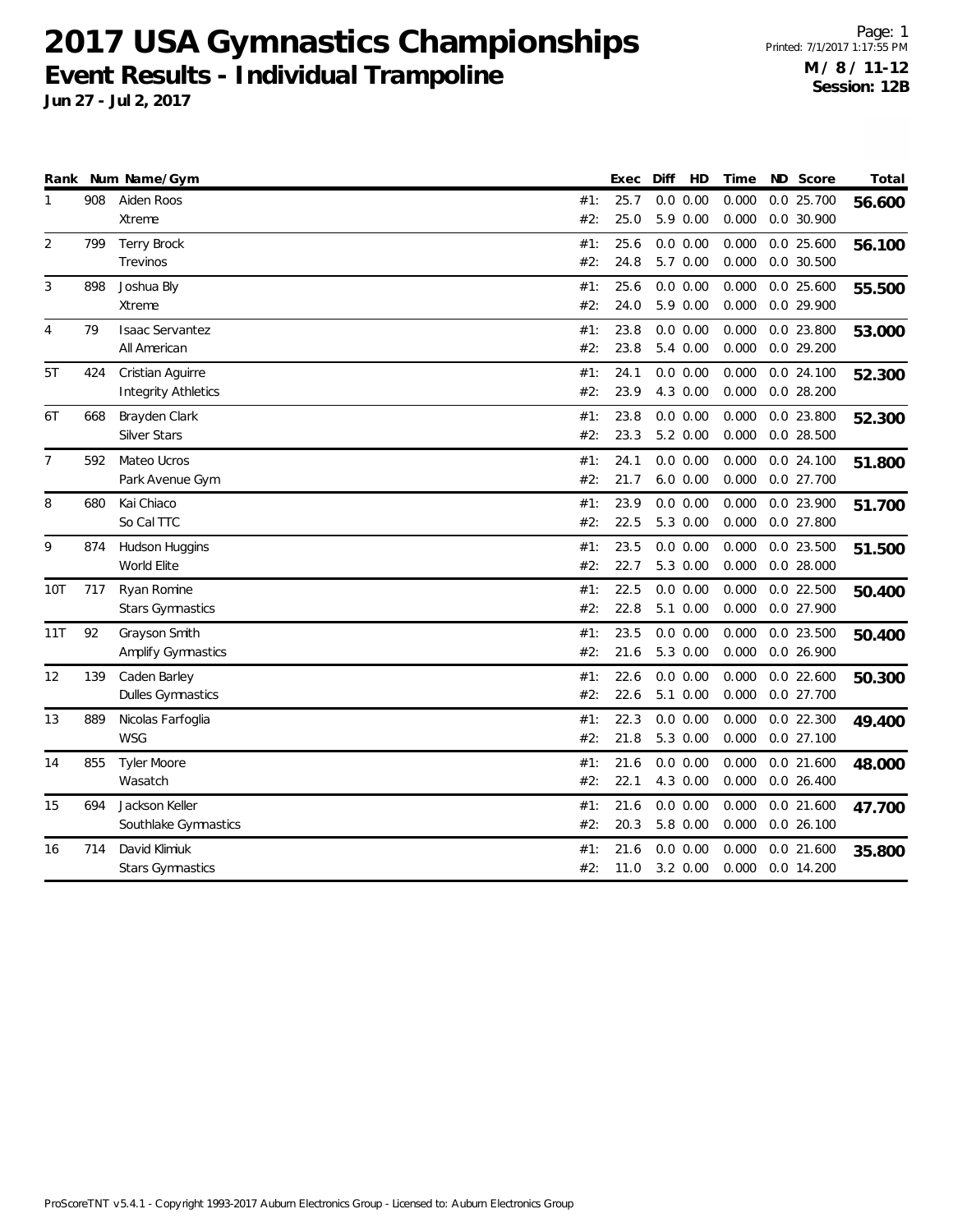# 2017 USA Gymnastics Championships

## Event Results - Individual Trampoline

**Jun 27 - Jul 2, 2017**

Page: 1
Printed: 7/1/2017 1:17:55 PM
**M / 8 / 11-12**
**Session: 12B**

| Rank | Num | Name/Gym | | Exec | Diff | HD | Time | ND | Score | Total |
|---|---|---|---|---|---|---|---|---|---|---|
| 1 | 908 | Aiden Roos | #1: | 25.7 | 0.0 | 0.00 | 0.000 | 0.0 | 25.700 | **56.600** |
| | | Xtreme | #2: | 25.0 | 5.9 | 0.00 | 0.000 | 0.0 | 30.900 | |
| 2 | 799 | Terry Brock | #1: | 25.6 | 0.0 | 0.00 | 0.000 | 0.0 | 25.600 | **56.100** |
| | | Trevinos | #2: | 24.8 | 5.7 | 0.00 | 0.000 | 0.0 | 30.500 | |
| 3 | 898 | Joshua Bly | #1: | 25.6 | 0.0 | 0.00 | 0.000 | 0.0 | 25.600 | **55.500** |
| | | Xtreme | #2: | 24.0 | 5.9 | 0.00 | 0.000 | 0.0 | 29.900 | |
| 4 | 79 | Isaac Servantez | #1: | 23.8 | 0.0 | 0.00 | 0.000 | 0.0 | 23.800 | **53.000** |
| | | All American | #2: | 23.8 | 5.4 | 0.00 | 0.000 | 0.0 | 29.200 | |
| 5T | 424 | Cristian Aguirre | #1: | 24.1 | 0.0 | 0.00 | 0.000 | 0.0 | 24.100 | **52.300** |
| | | Integrity Athletics | #2: | 23.9 | 4.3 | 0.00 | 0.000 | 0.0 | 28.200 | |
| 6T | 668 | Brayden Clark | #1: | 23.8 | 0.0 | 0.00 | 0.000 | 0.0 | 23.800 | **52.300** |
| | | Silver Stars | #2: | 23.3 | 5.2 | 0.00 | 0.000 | 0.0 | 28.500 | |
| 7 | 592 | Mateo Ucros | #1: | 24.1 | 0.0 | 0.00 | 0.000 | 0.0 | 24.100 | **51.800** |
| | | Park Avenue Gym | #2: | 21.7 | 6.0 | 0.00 | 0.000 | 0.0 | 27.700 | |
| 8 | 680 | Kai Chiaco | #1: | 23.9 | 0.0 | 0.00 | 0.000 | 0.0 | 23.900 | **51.700** |
| | | So Cal TTC | #2: | 22.5 | 5.3 | 0.00 | 0.000 | 0.0 | 27.800 | |
| 9 | 874 | Hudson Huggins | #1: | 23.5 | 0.0 | 0.00 | 0.000 | 0.0 | 23.500 | **51.500** |
| | | World Elite | #2: | 22.7 | 5.3 | 0.00 | 0.000 | 0.0 | 28.000 | |
| 10T | 717 | Ryan Romine | #1: | 22.5 | 0.0 | 0.00 | 0.000 | 0.0 | 22.500 | **50.400** |
| | | Stars Gymnastics | #2: | 22.8 | 5.1 | 0.00 | 0.000 | 0.0 | 27.900 | |
| 11T | 92 | Grayson Smith | #1: | 23.5 | 0.0 | 0.00 | 0.000 | 0.0 | 23.500 | **50.400** |
| | | Amplify Gymnastics | #2: | 21.6 | 5.3 | 0.00 | 0.000 | 0.0 | 26.900 | |
| 12 | 139 | Caden Barley | #1: | 22.6 | 0.0 | 0.00 | 0.000 | 0.0 | 22.600 | **50.300** |
| | | Dulles Gymnastics | #2: | 22.6 | 5.1 | 0.00 | 0.000 | 0.0 | 27.700 | |
| 13 | 889 | Nicolas Farfoglia | #1: | 22.3 | 0.0 | 0.00 | 0.000 | 0.0 | 22.300 | **49.400** |
| | | WSG | #2: | 21.8 | 5.3 | 0.00 | 0.000 | 0.0 | 27.100 | |
| 14 | 855 | Tyler Moore | #1: | 21.6 | 0.0 | 0.00 | 0.000 | 0.0 | 21.600 | **48.000** |
| | | Wasatch | #2: | 22.1 | 4.3 | 0.00 | 0.000 | 0.0 | 26.400 | |
| 15 | 694 | Jackson Keller | #1: | 21.6 | 0.0 | 0.00 | 0.000 | 0.0 | 21.600 | **47.700** |
| | | Southlake Gymnastics | #2: | 20.3 | 5.8 | 0.00 | 0.000 | 0.0 | 26.100 | |
| 16 | 714 | David Klimiuk | #1: | 21.6 | 0.0 | 0.00 | 0.000 | 0.0 | 21.600 | **35.800** |
| | | Stars Gymnastics | #2: | 11.0 | 3.2 | 0.00 | 0.000 | 0.0 | 14.200 | |

ProScoreTNT v5.4.1 - Copyright 1993-2017 Auburn Electronics Group - Licensed to: Auburn Electronics Group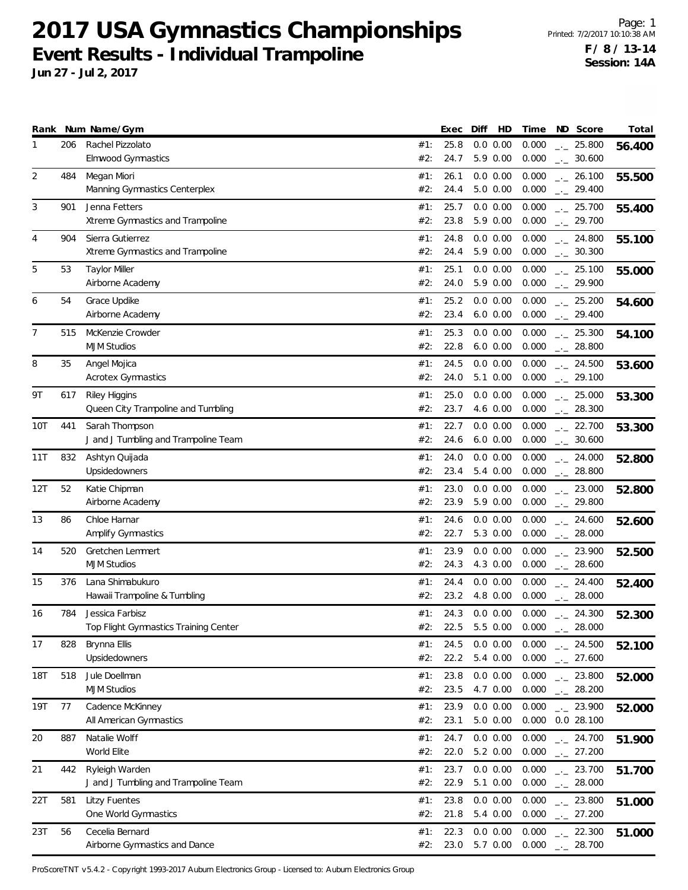# 2017 USA Gymnastics Championships

## Event Results - Individual Trampoline

**Jun 27 - Jul 2, 2017**

Printed: 7/2/2017 10:10:38 AM

**F / 8 / 13-14**
**Session: 14A**

| Rank | Num | Name/Gym | | Exec | Diff | HD | Time | ND | Score | Total |
|---|---|---|---|---|---|---|---|---|---|---|
| 1 | 206 | Rachel Pizzolato | #1: | 25.8 | 0.0 | 0.00 | 0.000 | _._ | 25.800 | **56.400** |
| | | Elmwood Gymnastics | #2: | 24.7 | 5.9 | 0.00 | 0.000 | _._ | 30.600 | |
| 2 | 484 | Megan Miori | #1: | 26.1 | 0.0 | 0.00 | 0.000 | _._ | 26.100 | **55.500** |
| | | Manning Gymnastics Centerplex | #2: | 24.4 | 5.0 | 0.00 | 0.000 | _._ | 29.400 | |
| 3 | 901 | Jenna Fetters | #1: | 25.7 | 0.0 | 0.00 | 0.000 | _._ | 25.700 | **55.400** |
| | | Xtreme Gymnastics and Trampoline | #2: | 23.8 | 5.9 | 0.00 | 0.000 | _._ | 29.700 | |
| 4 | 904 | Sierra Gutierrez | #1: | 24.8 | 0.0 | 0.00 | 0.000 | _._ | 24.800 | **55.100** |
| | | Xtreme Gymnastics and Trampoline | #2: | 24.4 | 5.9 | 0.00 | 0.000 | _._ | 30.300 | |
| 5 | 53 | Taylor Miller | #1: | 25.1 | 0.0 | 0.00 | 0.000 | _._ | 25.100 | **55.000** |
| | | Airborne Academy | #2: | 24.0 | 5.9 | 0.00 | 0.000 | _._ | 29.900 | |
| 6 | 54 | Grace Updike | #1: | 25.2 | 0.0 | 0.00 | 0.000 | _._ | 25.200 | **54.600** |
| | | Airborne Academy | #2: | 23.4 | 6.0 | 0.00 | 0.000 | _._ | 29.400 | |
| 7 | 515 | McKenzie Crowder | #1: | 25.3 | 0.0 | 0.00 | 0.000 | _._ | 25.300 | **54.100** |
| | | MJM Studios | #2: | 22.8 | 6.0 | 0.00 | 0.000 | _._ | 28.800 | |
| 8 | 35 | Angel Mojica | #1: | 24.5 | 0.0 | 0.00 | 0.000 | _._ | 24.500 | **53.600** |
| | | Acrotex Gymnastics | #2: | 24.0 | 5.1 | 0.00 | 0.000 | _._ | 29.100 | |
| 9T | 617 | Riley Higgins | #1: | 25.0 | 0.0 | 0.00 | 0.000 | _._ | 25.000 | **53.300** |
| | | Queen City Trampoline and Tumbling | #2: | 23.7 | 4.6 | 0.00 | 0.000 | _._ | 28.300 | |
| 10T | 441 | Sarah Thompson | #1: | 22.7 | 0.0 | 0.00 | 0.000 | _._ | 22.700 | **53.300** |
| | | J and J Tumbling and Trampoline Team | #2: | 24.6 | 6.0 | 0.00 | 0.000 | _._ | 30.600 | |
| 11T | 832 | Ashtyn Quijada | #1: | 24.0 | 0.0 | 0.00 | 0.000 | _._ | 24.000 | **52.800** |
| | | Upsidedowners | #2: | 23.4 | 5.4 | 0.00 | 0.000 | _._ | 28.800 | |
| 12T | 52 | Katie Chipman | #1: | 23.0 | 0.0 | 0.00 | 0.000 | _._ | 23.000 | **52.800** |
| | | Airborne Academy | #2: | 23.9 | 5.9 | 0.00 | 0.000 | _._ | 29.800 | |
| 13 | 86 | Chloe Harnar | #1: | 24.6 | 0.0 | 0.00 | 0.000 | _._ | 24.600 | **52.600** |
| | | Amplify Gymnastics | #2: | 22.7 | 5.3 | 0.00 | 0.000 | _._ | 28.000 | |
| 14 | 520 | Gretchen Lemmert | #1: | 23.9 | 0.0 | 0.00 | 0.000 | _._ | 23.900 | **52.500** |
| | | MJM Studios | #2: | 24.3 | 4.3 | 0.00 | 0.000 | _._ | 28.600 | |
| 15 | 376 | Lana Shimabukuro | #1: | 24.4 | 0.0 | 0.00 | 0.000 | _._ | 24.400 | **52.400** |
| | | Hawaii Trampoline & Tumbling | #2: | 23.2 | 4.8 | 0.00 | 0.000 | _._ | 28.000 | |
| 16 | 784 | Jessica Farbisz | #1: | 24.3 | 0.0 | 0.00 | 0.000 | _._ | 24.300 | **52.300** |
| | | Top Flight Gymnastics Training Center | #2: | 22.5 | 5.5 | 0.00 | 0.000 | _._ | 28.000 | |
| 17 | 828 | Brynna Ellis | #1: | 24.5 | 0.0 | 0.00 | 0.000 | _._ | 24.500 | **52.100** |
| | | Upsidedowners | #2: | 22.2 | 5.4 | 0.00 | 0.000 | _._ | 27.600 | |
| 18T | 518 | Jule Doellman | #1: | 23.8 | 0.0 | 0.00 | 0.000 | _._ | 23.800 | **52.000** |
| | | MJM Studios | #2: | 23.5 | 4.7 | 0.00 | 0.000 | _._ | 28.200 | |
| 19T | 77 | Cadence McKinney | #1: | 23.9 | 0.0 | 0.00 | 0.000 | _._ | 23.900 | **52.000** |
| | | All American Gymnastics | #2: | 23.1 | 5.0 | 0.00 | 0.000 | 0.0 | 28.100 | |
| 20 | 887 | Natalie Wolff | #1: | 24.7 | 0.0 | 0.00 | 0.000 | _._ | 24.700 | **51.900** |
| | | World Elite | #2: | 22.0 | 5.2 | 0.00 | 0.000 | _._ | 27.200 | |
| 21 | 442 | Ryleigh Warden | #1: | 23.7 | 0.0 | 0.00 | 0.000 | _._ | 23.700 | **51.700** |
| | | J and J Tumbling and Trampoline Team | #2: | 22.9 | 5.1 | 0.00 | 0.000 | _._ | 28.000 | |
| 22T | 581 | Litzy Fuentes | #1: | 23.8 | 0.0 | 0.00 | 0.000 | _._ | 23.800 | **51.000** |
| | | One World Gymnastics | #2: | 21.8 | 5.4 | 0.00 | 0.000 | _._ | 27.200 | |
| 23T | 56 | Cecelia Bernard | #1: | 22.3 | 0.0 | 0.00 | 0.000 | _._ | 22.300 | **51.000** |
| | | Airborne Gymnastics and Dance | #2: | 23.0 | 5.7 | 0.00 | 0.000 | _._ | 28.700 | |

ProScoreTNT v5.4.2 - Copyright 1993-2017 Auburn Electronics Group - Licensed to: Auburn Electronics Group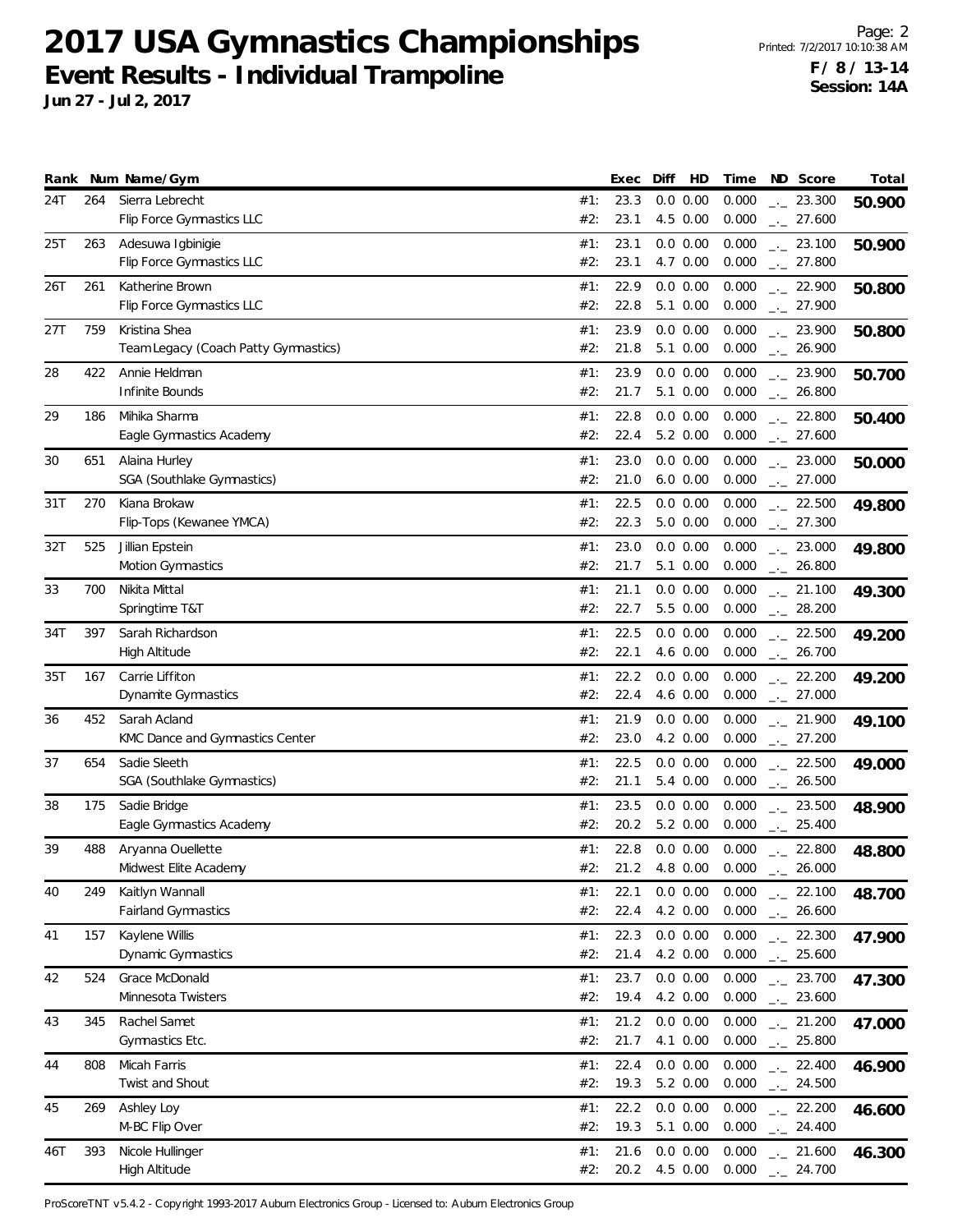# 2017 USA Gymnastics Championships

## Event Results - Individual Trampoline

**Jun 27 - Jul 2, 2017**

**F / 8 / 13-14**
**Session: 14A**

| Rank | Num | Name/Gym | | Exec | Diff | HD | Time | ND | Score | Total |
|---|---|---|---|---|---|---|---|---|---|---|
| 24T | 264 | Sierra Lebrecht | #1: | 23.3 | 0.0 | 0.00 | 0.000 | _._ | 23.300 | 50.900 |
| | | Flip Force Gymnastics LLC | #2: | 23.1 | 4.5 | 0.00 | 0.000 | _._ | 27.600 | |
| 25T | 263 | Adesuwa Igbinigie | #1: | 23.1 | 0.0 | 0.00 | 0.000 | _._ | 23.100 | 50.900 |
| | | Flip Force Gymnastics LLC | #2: | 23.1 | 4.7 | 0.00 | 0.000 | _._ | 27.800 | |
| 26T | 261 | Katherine Brown | #1: | 22.9 | 0.0 | 0.00 | 0.000 | _._ | 22.900 | 50.800 |
| | | Flip Force Gymnastics LLC | #2: | 22.8 | 5.1 | 0.00 | 0.000 | _._ | 27.900 | |
| 27T | 759 | Kristina Shea | #1: | 23.9 | 0.0 | 0.00 | 0.000 | _._ | 23.900 | 50.800 |
| | | Team Legacy (Coach Patty Gymnastics) | #2: | 21.8 | 5.1 | 0.00 | 0.000 | _._ | 26.900 | |
| 28 | 422 | Annie Heldman | #1: | 23.9 | 0.0 | 0.00 | 0.000 | _._ | 23.900 | 50.700 |
| | | Infinite Bounds | #2: | 21.7 | 5.1 | 0.00 | 0.000 | _._ | 26.800 | |
| 29 | 186 | Mihika Sharma | #1: | 22.8 | 0.0 | 0.00 | 0.000 | _._ | 22.800 | 50.400 |
| | | Eagle Gymnastics Academy | #2: | 22.4 | 5.2 | 0.00 | 0.000 | _._ | 27.600 | |
| 30 | 651 | Alaina Hurley | #1: | 23.0 | 0.0 | 0.00 | 0.000 | _._ | 23.000 | 50.000 |
| | | SGA (Southlake Gymnastics) | #2: | 21.0 | 6.0 | 0.00 | 0.000 | _._ | 27.000 | |
| 31T | 270 | Kiana Brokaw | #1: | 22.5 | 0.0 | 0.00 | 0.000 | _._ | 22.500 | 49.800 |
| | | Flip-Tops (Kewanee YMCA) | #2: | 22.3 | 5.0 | 0.00 | 0.000 | _._ | 27.300 | |
| 32T | 525 | Jillian Epstein | #1: | 23.0 | 0.0 | 0.00 | 0.000 | _._ | 23.000 | 49.800 |
| | | Motion Gymnastics | #2: | 21.7 | 5.1 | 0.00 | 0.000 | _._ | 26.800 | |
| 33 | 700 | Nikita Mittal | #1: | 21.1 | 0.0 | 0.00 | 0.000 | _._ | 21.100 | 49.300 |
| | | Springtime T&T | #2: | 22.7 | 5.5 | 0.00 | 0.000 | _._ | 28.200 | |
| 34T | 397 | Sarah Richardson | #1: | 22.5 | 0.0 | 0.00 | 0.000 | _._ | 22.500 | 49.200 |
| | | High Altitude | #2: | 22.1 | 4.6 | 0.00 | 0.000 | _._ | 26.700 | |
| 35T | 167 | Carrie Liffiton | #1: | 22.2 | 0.0 | 0.00 | 0.000 | _._ | 22.200 | 49.200 |
| | | Dynamite Gymnastics | #2: | 22.4 | 4.6 | 0.00 | 0.000 | _._ | 27.000 | |
| 36 | 452 | Sarah Acland | #1: | 21.9 | 0.0 | 0.00 | 0.000 | _._ | 21.900 | 49.100 |
| | | KMC Dance and Gymnastics Center | #2: | 23.0 | 4.2 | 0.00 | 0.000 | _._ | 27.200 | |
| 37 | 654 | Sadie Sleeth | #1: | 22.5 | 0.0 | 0.00 | 0.000 | _._ | 22.500 | 49.000 |
| | | SGA (Southlake Gymnastics) | #2: | 21.1 | 5.4 | 0.00 | 0.000 | _._ | 26.500 | |
| 38 | 175 | Sadie Bridge | #1: | 23.5 | 0.0 | 0.00 | 0.000 | _._ | 23.500 | 48.900 |
| | | Eagle Gymnastics Academy | #2: | 20.2 | 5.2 | 0.00 | 0.000 | _._ | 25.400 | |
| 39 | 488 | Aryanna Ouellette | #1: | 22.8 | 0.0 | 0.00 | 0.000 | _._ | 22.800 | 48.800 |
| | | Midwest Elite Academy | #2: | 21.2 | 4.8 | 0.00 | 0.000 | _._ | 26.000 | |
| 40 | 249 | Kaitlyn Wannall | #1: | 22.1 | 0.0 | 0.00 | 0.000 | _._ | 22.100 | 48.700 |
| | | Fairland Gymnastics | #2: | 22.4 | 4.2 | 0.00 | 0.000 | _._ | 26.600 | |
| 41 | 157 | Kaylene Willis | #1: | 22.3 | 0.0 | 0.00 | 0.000 | _._ | 22.300 | 47.900 |
| | | Dynamic Gymnastics | #2: | 21.4 | 4.2 | 0.00 | 0.000 | _._ | 25.600 | |
| 42 | 524 | Grace McDonald | #1: | 23.7 | 0.0 | 0.00 | 0.000 | _._ | 23.700 | 47.300 |
| | | Minnesota Twisters | #2: | 19.4 | 4.2 | 0.00 | 0.000 | _._ | 23.600 | |
| 43 | 345 | Rachel Samet | #1: | 21.2 | 0.0 | 0.00 | 0.000 | _._ | 21.200 | 47.000 |
| | | Gymnastics Etc. | #2: | 21.7 | 4.1 | 0.00 | 0.000 | _._ | 25.800 | |
| 44 | 808 | Micah Farris | #1: | 22.4 | 0.0 | 0.00 | 0.000 | _._ | 22.400 | 46.900 |
| | | Twist and Shout | #2: | 19.3 | 5.2 | 0.00 | 0.000 | _._ | 24.500 | |
| 45 | 269 | Ashley Loy | #1: | 22.2 | 0.0 | 0.00 | 0.000 | _._ | 22.200 | 46.600 |
| | | M-BC Flip Over | #2: | 19.3 | 5.1 | 0.00 | 0.000 | _._ | 24.400 | |
| 46T | 393 | Nicole Hullinger | #1: | 21.6 | 0.0 | 0.00 | 0.000 | _._ | 21.600 | 46.300 |
| | | High Altitude | #2: | 20.2 | 4.5 | 0.00 | 0.000 | _._ | 24.700 | |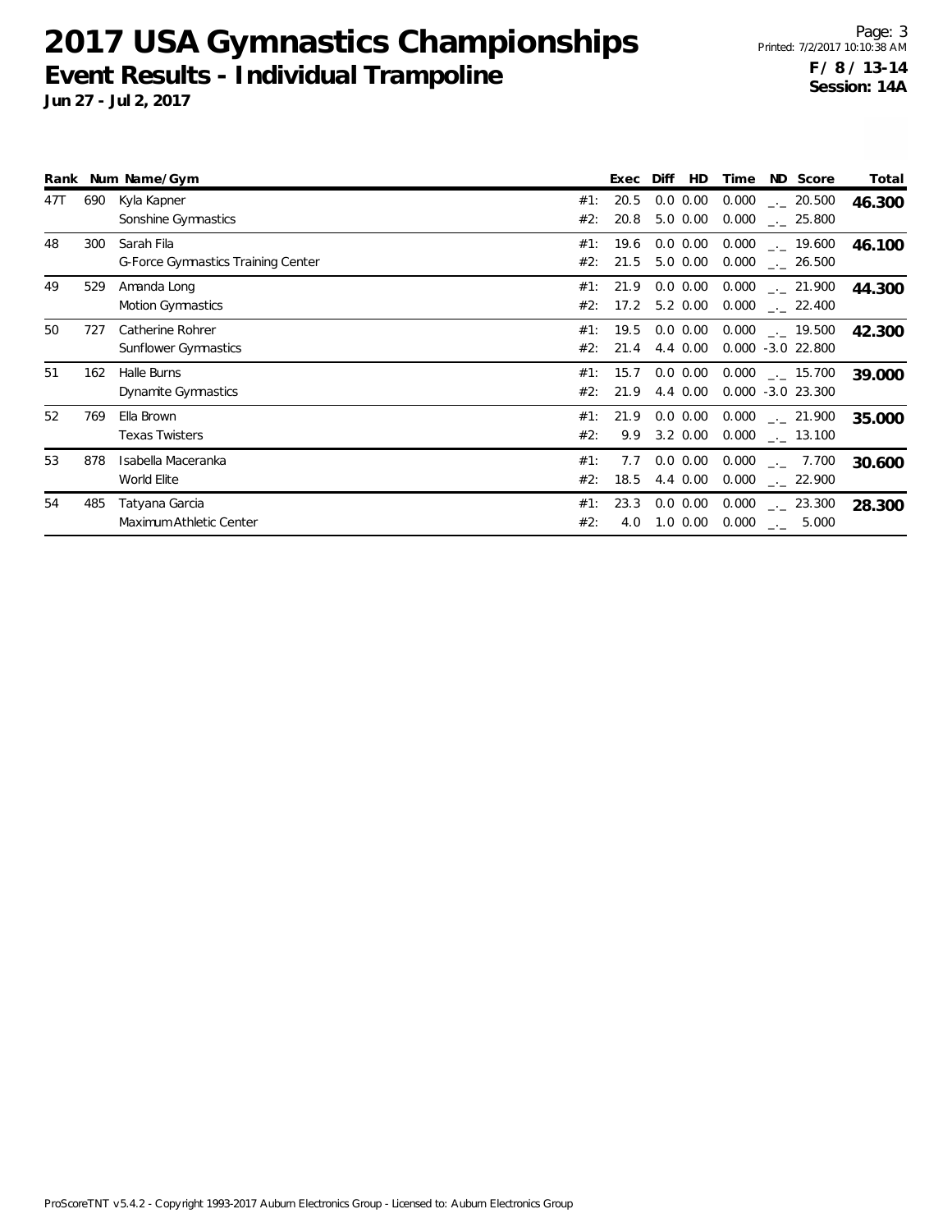# 2017 USA Gymnastics Championships

## Event Results - Individual Trampoline

**Jun 27 - Jul 2, 2017**

**F / 8 / 13-14**
**Session: 14A**

| Rank | Num | Name/Gym | | Exec | Diff | HD | Time | ND | Score | Total |
|---|---|---|---|---|---|---|---|---|---|---|
| 47T | 690 | Kyla Kapner | #1: | 20.5 | 0.0 | 0.00 | 0.000 | _._ | 20.500 | **46.300** |
| | | Sonshine Gymnastics | #2: | 20.8 | 5.0 | 0.00 | 0.000 | _._ | 25.800 | |
| 48 | 300 | Sarah Fila | #1: | 19.6 | 0.0 | 0.00 | 0.000 | _._ | 19.600 | **46.100** |
| | | G-Force Gymnastics Training Center | #2: | 21.5 | 5.0 | 0.00 | 0.000 | _._ | 26.500 | |
| 49 | 529 | Amanda Long | #1: | 21.9 | 0.0 | 0.00 | 0.000 | _._ | 21.900 | **44.300** |
| | | Motion Gymnastics | #2: | 17.2 | 5.2 | 0.00 | 0.000 | _._ | 22.400 | |
| 50 | 727 | Catherine Rohrer | #1: | 19.5 | 0.0 | 0.00 | 0.000 | _._ | 19.500 | **42.300** |
| | | Sunflower Gymnastics | #2: | 21.4 | 4.4 | 0.00 | 0.000 | -3.0 | 22.800 | |
| 51 | 162 | Halle Burns | #1: | 15.7 | 0.0 | 0.00 | 0.000 | _._ | 15.700 | **39.000** |
| | | Dynamite Gymnastics | #2: | 21.9 | 4.4 | 0.00 | 0.000 | -3.0 | 23.300 | |
| 52 | 769 | Ella Brown | #1: | 21.9 | 0.0 | 0.00 | 0.000 | _._ | 21.900 | **35.000** |
| | | Texas Twisters | #2: | 9.9 | 3.2 | 0.00 | 0.000 | _._ | 13.100 | |
| 53 | 878 | Isabella Maceranka | #1: | 7.7 | 0.0 | 0.00 | 0.000 | _._ | 7.700 | **30.600** |
| | | World Elite | #2: | 18.5 | 4.4 | 0.00 | 0.000 | _._ | 22.900 | |
| 54 | 485 | Tatyana Garcia | #1: | 23.3 | 0.0 | 0.00 | 0.000 | _._ | 23.300 | **28.300** |
| | | Maximum Athletic Center | #2: | 4.0 | 1.0 | 0.00 | 0.000 | _._ | 5.000 | |

ProScoreTNT v5.4.2 - Copyright 1993-2017 Auburn Electronics Group - Licensed to: Auburn Electronics Group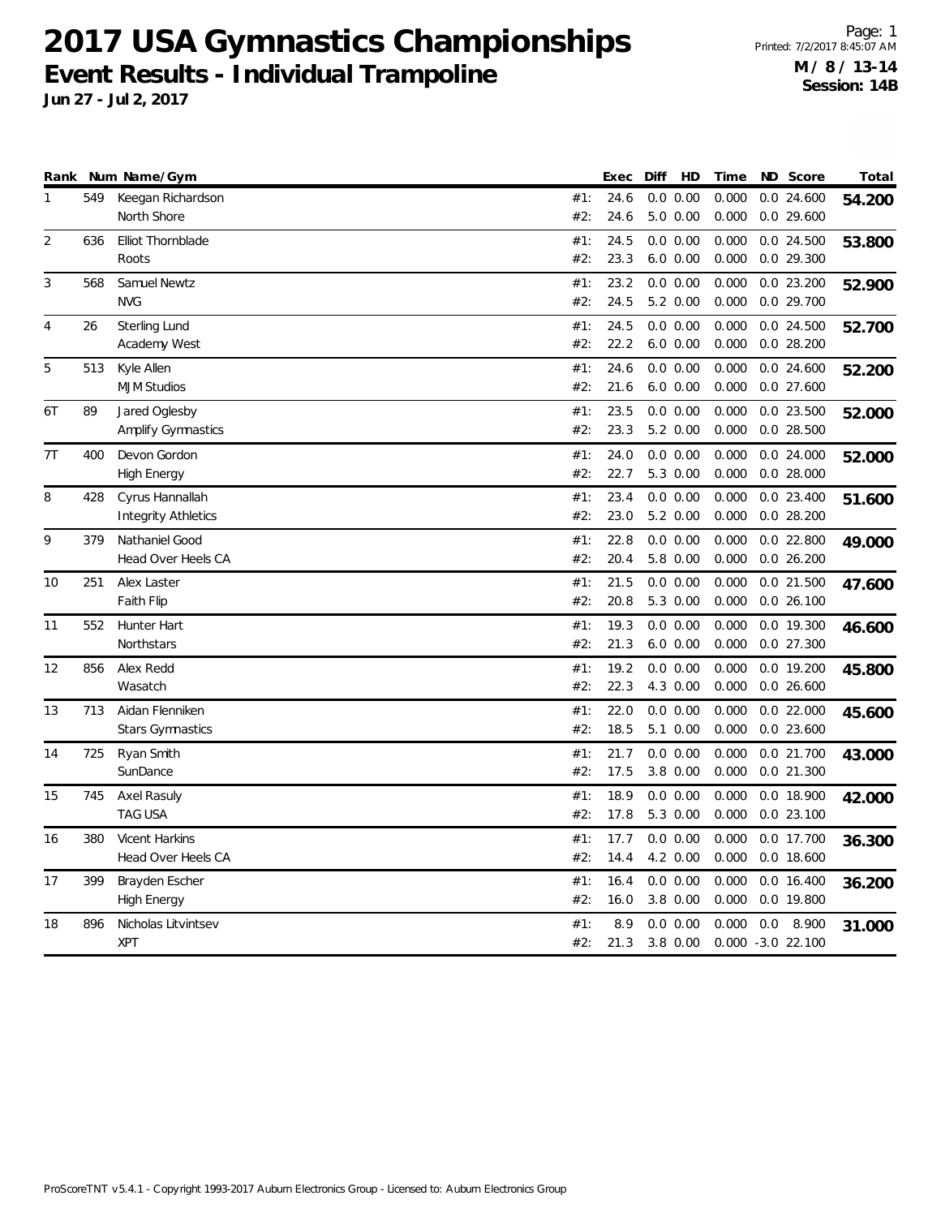# 2017 USA Gymnastics Championships

## Event Results - Individual Trampoline

**Jun 27 - Jul 2, 2017**

Page: 1
Printed: 7/2/2017 8:45:07 AM
**M / 8 / 13-14**
**Session: 14B**

| Rank | Num | Name/Gym | | Exec | Diff | HD | Time | ND | Score | Total |
|---|---|---|---|---|---|---|---|---|---|---|
| 1 | 549 | Keegan Richardson | #1: | 24.6 | 0.0 | 0.00 | 0.000 | 0.0 | 24.600 | **54.200** |
| | | North Shore | #2: | 24.6 | 5.0 | 0.00 | 0.000 | 0.0 | 29.600 | |
| 2 | 636 | Elliot Thornblade | #1: | 24.5 | 0.0 | 0.00 | 0.000 | 0.0 | 24.500 | **53.800** |
| | | Roots | #2: | 23.3 | 6.0 | 0.00 | 0.000 | 0.0 | 29.300 | |
| 3 | 568 | Samuel Newtz | #1: | 23.2 | 0.0 | 0.00 | 0.000 | 0.0 | 23.200 | **52.900** |
| | | NVG | #2: | 24.5 | 5.2 | 0.00 | 0.000 | 0.0 | 29.700 | |
| 4 | 26 | Sterling Lund | #1: | 24.5 | 0.0 | 0.00 | 0.000 | 0.0 | 24.500 | **52.700** |
| | | Academy West | #2: | 22.2 | 6.0 | 0.00 | 0.000 | 0.0 | 28.200 | |
| 5 | 513 | Kyle Allen | #1: | 24.6 | 0.0 | 0.00 | 0.000 | 0.0 | 24.600 | **52.200** |
| | | MJM Studios | #2: | 21.6 | 6.0 | 0.00 | 0.000 | 0.0 | 27.600 | |
| 6T | 89 | Jared Oglesby | #1: | 23.5 | 0.0 | 0.00 | 0.000 | 0.0 | 23.500 | **52.000** |
| | | Amplify Gymnastics | #2: | 23.3 | 5.2 | 0.00 | 0.000 | 0.0 | 28.500 | |
| 7T | 400 | Devon Gordon | #1: | 24.0 | 0.0 | 0.00 | 0.000 | 0.0 | 24.000 | **52.000** |
| | | High Energy | #2: | 22.7 | 5.3 | 0.00 | 0.000 | 0.0 | 28.000 | |
| 8 | 428 | Cyrus Hannallah | #1: | 23.4 | 0.0 | 0.00 | 0.000 | 0.0 | 23.400 | **51.600** |
| | | Integrity Athletics | #2: | 23.0 | 5.2 | 0.00 | 0.000 | 0.0 | 28.200 | |
| 9 | 379 | Nathaniel Good | #1: | 22.8 | 0.0 | 0.00 | 0.000 | 0.0 | 22.800 | **49.000** |
| | | Head Over Heels CA | #2: | 20.4 | 5.8 | 0.00 | 0.000 | 0.0 | 26.200 | |
| 10 | 251 | Alex Laster | #1: | 21.5 | 0.0 | 0.00 | 0.000 | 0.0 | 21.500 | **47.600** |
| | | Faith Flip | #2: | 20.8 | 5.3 | 0.00 | 0.000 | 0.0 | 26.100 | |
| 11 | 552 | Hunter Hart | #1: | 19.3 | 0.0 | 0.00 | 0.000 | 0.0 | 19.300 | **46.600** |
| | | Northstars | #2: | 21.3 | 6.0 | 0.00 | 0.000 | 0.0 | 27.300 | |
| 12 | 856 | Alex Redd | #1: | 19.2 | 0.0 | 0.00 | 0.000 | 0.0 | 19.200 | **45.800** |
| | | Wasatch | #2: | 22.3 | 4.3 | 0.00 | 0.000 | 0.0 | 26.600 | |
| 13 | 713 | Aidan Flenniken | #1: | 22.0 | 0.0 | 0.00 | 0.000 | 0.0 | 22.000 | **45.600** |
| | | Stars Gymnastics | #2: | 18.5 | 5.1 | 0.00 | 0.000 | 0.0 | 23.600 | |
| 14 | 725 | Ryan Smith | #1: | 21.7 | 0.0 | 0.00 | 0.000 | 0.0 | 21.700 | **43.000** |
| | | SunDance | #2: | 17.5 | 3.8 | 0.00 | 0.000 | 0.0 | 21.300 | |
| 15 | 745 | Axel Rasuly | #1: | 18.9 | 0.0 | 0.00 | 0.000 | 0.0 | 18.900 | **42.000** |
| | | TAG USA | #2: | 17.8 | 5.3 | 0.00 | 0.000 | 0.0 | 23.100 | |
| 16 | 380 | Vicent Harkins | #1: | 17.7 | 0.0 | 0.00 | 0.000 | 0.0 | 17.700 | **36.300** |
| | | Head Over Heels CA | #2: | 14.4 | 4.2 | 0.00 | 0.000 | 0.0 | 18.600 | |
| 17 | 399 | Brayden Escher | #1: | 16.4 | 0.0 | 0.00 | 0.000 | 0.0 | 16.400 | **36.200** |
| | | High Energy | #2: | 16.0 | 3.8 | 0.00 | 0.000 | 0.0 | 19.800 | |
| 18 | 896 | Nicholas Litvintsev | #1: | 8.9 | 0.0 | 0.00 | 0.000 | 0.0 | 8.900 | **31.000** |
| | | XPT | #2: | 21.3 | 3.8 | 0.00 | 0.000 | -3.0 | 22.100 | |

ProScoreTNT v5.4.1 - Copyright 1993-2017 Auburn Electronics Group - Licensed to: Auburn Electronics Group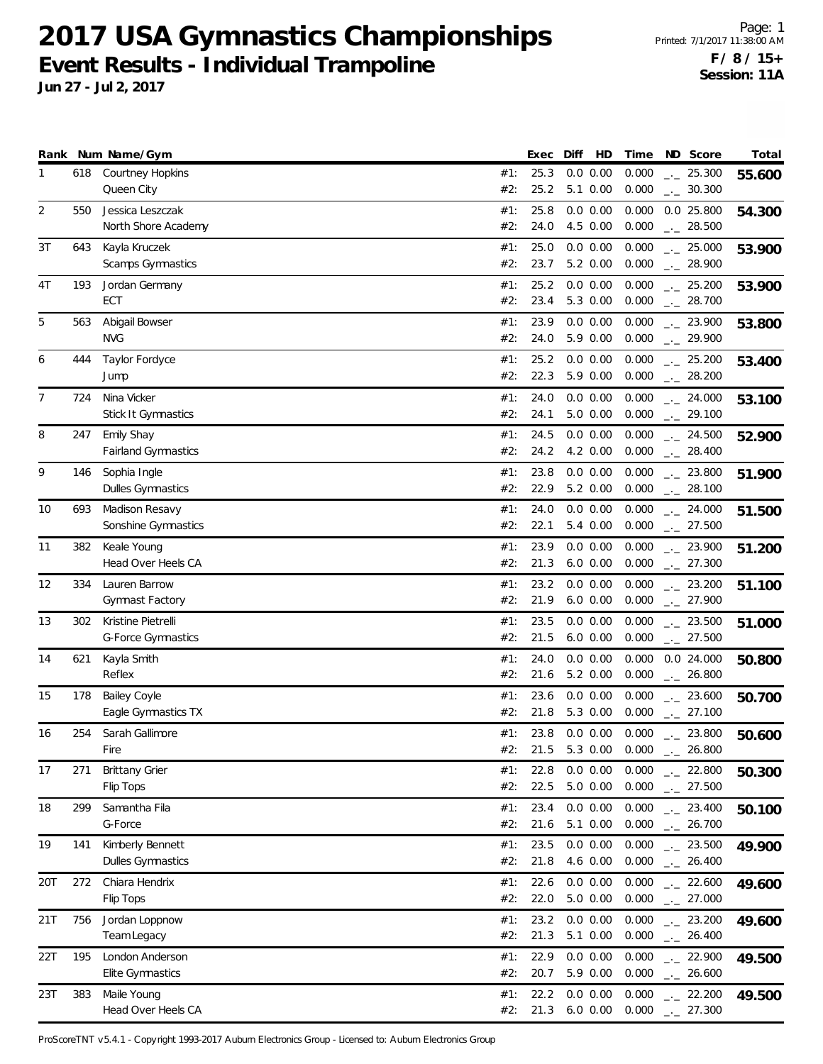# 2017 USA Gymnastics Championships

## Event Results - Individual Trampoline

**Jun 27 - Jul 2, 2017**

Page: 1
Printed: 7/1/2017 11:38:00 AM
**F / 8 / 15+**
**Session: 11A**

| Rank | Num | Name/Gym | | Exec | Diff | HD | Time | ND | Score | Total |
|---|---|---|---|---|---|---|---|---|---|---|
| 1 | 618 | Courtney Hopkins | #1: | 25.3 | 0.0 | 0.00 | 0.000 | _._ | 25.300 | **55.600** |
| | | Queen City | #2: | 25.2 | 5.1 | 0.00 | 0.000 | _._ | 30.300 | |
| 2 | 550 | Jessica Leszczak | #1: | 25.8 | 0.0 | 0.00 | 0.000 | 0.0 | 25.800 | **54.300** |
| | | North Shore Academy | #2: | 24.0 | 4.5 | 0.00 | 0.000 | _._ | 28.500 | |
| 3T | 643 | Kayla Kruczek | #1: | 25.0 | 0.0 | 0.00 | 0.000 | _._ | 25.000 | **53.900** |
| | | Scamps Gymnastics | #2: | 23.7 | 5.2 | 0.00 | 0.000 | _._ | 28.900 | |
| 4T | 193 | Jordan Germany | #1: | 25.2 | 0.0 | 0.00 | 0.000 | _._ | 25.200 | **53.900** |
| | | ECT | #2: | 23.4 | 5.3 | 0.00 | 0.000 | _._ | 28.700 | |
| 5 | 563 | Abigail Bowser | #1: | 23.9 | 0.0 | 0.00 | 0.000 | _._ | 23.900 | **53.800** |
| | | NVG | #2: | 24.0 | 5.9 | 0.00 | 0.000 | _._ | 29.900 | |
| 6 | 444 | Taylor Fordyce | #1: | 25.2 | 0.0 | 0.00 | 0.000 | _._ | 25.200 | **53.400** |
| | | Jump | #2: | 22.3 | 5.9 | 0.00 | 0.000 | _._ | 28.200 | |
| 7 | 724 | Nina Vicker | #1: | 24.0 | 0.0 | 0.00 | 0.000 | _._ | 24.000 | **53.100** |
| | | Stick It Gymnastics | #2: | 24.1 | 5.0 | 0.00 | 0.000 | _._ | 29.100 | |
| 8 | 247 | Emily Shay | #1: | 24.5 | 0.0 | 0.00 | 0.000 | _._ | 24.500 | **52.900** |
| | | Fairland Gymnastics | #2: | 24.2 | 4.2 | 0.00 | 0.000 | _._ | 28.400 | |
| 9 | 146 | Sophia Ingle | #1: | 23.8 | 0.0 | 0.00 | 0.000 | _._ | 23.800 | **51.900** |
| | | Dulles Gymnastics | #2: | 22.9 | 5.2 | 0.00 | 0.000 | _._ | 28.100 | |
| 10 | 693 | Madison Resavy | #1: | 24.0 | 0.0 | 0.00 | 0.000 | _._ | 24.000 | **51.500** |
| | | Sonshine Gymnastics | #2: | 22.1 | 5.4 | 0.00 | 0.000 | _._ | 27.500 | |
| 11 | 382 | Keale Young | #1: | 23.9 | 0.0 | 0.00 | 0.000 | _._ | 23.900 | **51.200** |
| | | Head Over Heels CA | #2: | 21.3 | 6.0 | 0.00 | 0.000 | _._ | 27.300 | |
| 12 | 334 | Lauren Barrow | #1: | 23.2 | 0.0 | 0.00 | 0.000 | _._ | 23.200 | **51.100** |
| | | Gymnast Factory | #2: | 21.9 | 6.0 | 0.00 | 0.000 | _._ | 27.900 | |
| 13 | 302 | Kristine Pietrelli | #1: | 23.5 | 0.0 | 0.00 | 0.000 | _._ | 23.500 | **51.000** |
| | | G-Force Gymnastics | #2: | 21.5 | 6.0 | 0.00 | 0.000 | _._ | 27.500 | |
| 14 | 621 | Kayla Smith | #1: | 24.0 | 0.0 | 0.00 | 0.000 | 0.0 | 24.000 | **50.800** |
| | | Reflex | #2: | 21.6 | 5.2 | 0.00 | 0.000 | _._ | 26.800 | |
| 15 | 178 | Bailey Coyle | #1: | 23.6 | 0.0 | 0.00 | 0.000 | _._ | 23.600 | **50.700** |
| | | Eagle Gymnastics TX | #2: | 21.8 | 5.3 | 0.00 | 0.000 | _._ | 27.100 | |
| 16 | 254 | Sarah Gallimore | #1: | 23.8 | 0.0 | 0.00 | 0.000 | _._ | 23.800 | **50.600** |
| | | Fire | #2: | 21.5 | 5.3 | 0.00 | 0.000 | _._ | 26.800 | |
| 17 | 271 | Brittany Grier | #1: | 22.8 | 0.0 | 0.00 | 0.000 | _._ | 22.800 | **50.300** |
| | | Flip Tops | #2: | 22.5 | 5.0 | 0.00 | 0.000 | _._ | 27.500 | |
| 18 | 299 | Samantha Fila | #1: | 23.4 | 0.0 | 0.00 | 0.000 | _._ | 23.400 | **50.100** |
| | | G-Force | #2: | 21.6 | 5.1 | 0.00 | 0.000 | _._ | 26.700 | |
| 19 | 141 | Kimberly Bennett | #1: | 23.5 | 0.0 | 0.00 | 0.000 | _._ | 23.500 | **49.900** |
| | | Dulles Gymnastics | #2: | 21.8 | 4.6 | 0.00 | 0.000 | _._ | 26.400 | |
| 20T | 272 | Chiara Hendrix | #1: | 22.6 | 0.0 | 0.00 | 0.000 | _._ | 22.600 | **49.600** |
| | | Flip Tops | #2: | 22.0 | 5.0 | 0.00 | 0.000 | _._ | 27.000 | |
| 21T | 756 | Jordan Loppnow | #1: | 23.2 | 0.0 | 0.00 | 0.000 | _._ | 23.200 | **49.600** |
| | | Team Legacy | #2: | 21.3 | 5.1 | 0.00 | 0.000 | _._ | 26.400 | |
| 22T | 195 | London Anderson | #1: | 22.9 | 0.0 | 0.00 | 0.000 | _._ | 22.900 | **49.500** |
| | | Elite Gymnastics | #2: | 20.7 | 5.9 | 0.00 | 0.000 | _._ | 26.600 | |
| 23T | 383 | Maile Young | #1: | 22.2 | 0.0 | 0.00 | 0.000 | _._ | 22.200 | **49.500** |
| | | Head Over Heels CA | #2: | 21.3 | 6.0 | 0.00 | 0.000 | _._ | 27.300 | |

ProScoreTNT v5.4.1 - Copyright 1993-2017 Auburn Electronics Group - Licensed to: Auburn Electronics Group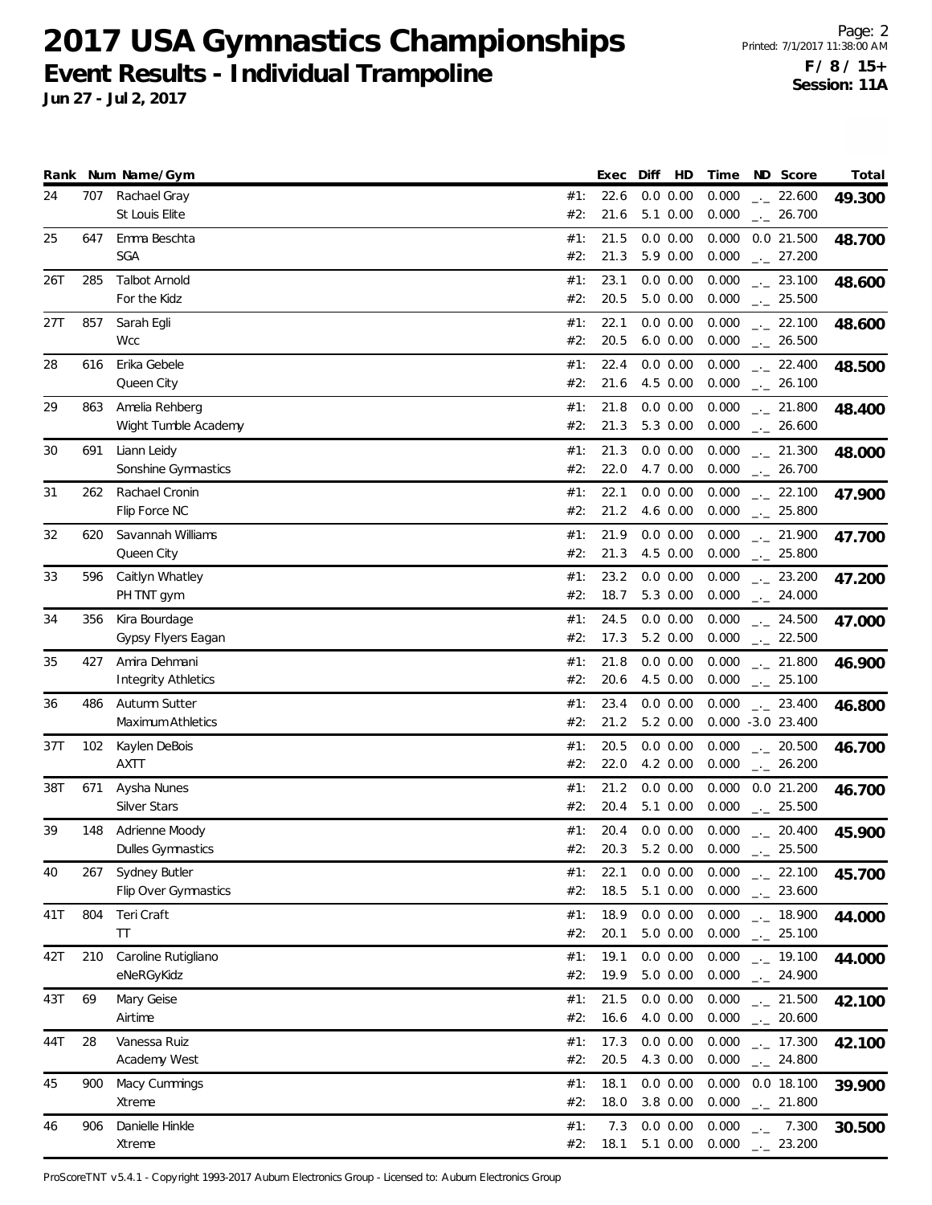# 2017 USA Gymnastics Championships

## Event Results - Individual Trampoline

**Jun 27 - Jul 2, 2017**

**F / 8 / 15+**
**Session: 11A**

| Rank | Num | Name/Gym | | Exec | Diff | HD | Time | ND | Score | Total |
|---|---|---|---|---|---|---|---|---|---|---|
| 24 | 707 | Rachael Gray | #1: | 22.6 | 0.0 | 0.00 | 0.000 | _._ | 22.600 | **49.300** |
| | | St Louis Elite | #2: | 21.6 | 5.1 | 0.00 | 0.000 | _._ | 26.700 | |
| 25 | 647 | Emma Beschta | #1: | 21.5 | 0.0 | 0.00 | 0.000 | 0.0 | 21.500 | **48.700** |
| | | SGA | #2: | 21.3 | 5.9 | 0.00 | 0.000 | _._ | 27.200 | |
| 26T | 285 | Talbot Arnold | #1: | 23.1 | 0.0 | 0.00 | 0.000 | _._ | 23.100 | **48.600** |
| | | For the Kidz | #2: | 20.5 | 5.0 | 0.00 | 0.000 | _._ | 25.500 | |
| 27T | 857 | Sarah Egli | #1: | 22.1 | 0.0 | 0.00 | 0.000 | _._ | 22.100 | **48.600** |
| | | Wcc | #2: | 20.5 | 6.0 | 0.00 | 0.000 | _._ | 26.500 | |
| 28 | 616 | Erika Gebele | #1: | 22.4 | 0.0 | 0.00 | 0.000 | _._ | 22.400 | **48.500** |
| | | Queen City | #2: | 21.6 | 4.5 | 0.00 | 0.000 | _._ | 26.100 | |
| 29 | 863 | Amelia Rehberg | #1: | 21.8 | 0.0 | 0.00 | 0.000 | _._ | 21.800 | **48.400** |
| | | Wight Tumble Academy | #2: | 21.3 | 5.3 | 0.00 | 0.000 | _._ | 26.600 | |
| 30 | 691 | Liann Leidy | #1: | 21.3 | 0.0 | 0.00 | 0.000 | _._ | 21.300 | **48.000** |
| | | Sonshine Gymnastics | #2: | 22.0 | 4.7 | 0.00 | 0.000 | _._ | 26.700 | |
| 31 | 262 | Rachael Cronin | #1: | 22.1 | 0.0 | 0.00 | 0.000 | _._ | 22.100 | **47.900** |
| | | Flip Force NC | #2: | 21.2 | 4.6 | 0.00 | 0.000 | _._ | 25.800 | |
| 32 | 620 | Savannah Williams | #1: | 21.9 | 0.0 | 0.00 | 0.000 | _._ | 21.900 | **47.700** |
| | | Queen City | #2: | 21.3 | 4.5 | 0.00 | 0.000 | _._ | 25.800 | |
| 33 | 596 | Caitlyn Whatley | #1: | 23.2 | 0.0 | 0.00 | 0.000 | _._ | 23.200 | **47.200** |
| | | PH TNT gym | #2: | 18.7 | 5.3 | 0.00 | 0.000 | _._ | 24.000 | |
| 34 | 356 | Kira Bourdage | #1: | 24.5 | 0.0 | 0.00 | 0.000 | _._ | 24.500 | **47.000** |
| | | Gypsy Flyers Eagan | #2: | 17.3 | 5.2 | 0.00 | 0.000 | _._ | 22.500 | |
| 35 | 427 | Amira Dehmani | #1: | 21.8 | 0.0 | 0.00 | 0.000 | _._ | 21.800 | **46.900** |
| | | Integrity Athletics | #2: | 20.6 | 4.5 | 0.00 | 0.000 | _._ | 25.100 | |
| 36 | 486 | Autumn Sutter | #1: | 23.4 | 0.0 | 0.00 | 0.000 | _._ | 23.400 | **46.800** |
| | | Maximum Athletics | #2: | 21.2 | 5.2 | 0.00 | 0.000 | -3.0 | 23.400 | |
| 37T | 102 | Kaylen DeBois | #1: | 20.5 | 0.0 | 0.00 | 0.000 | _._ | 20.500 | **46.700** |
| | | AXTT | #2: | 22.0 | 4.2 | 0.00 | 0.000 | _._ | 26.200 | |
| 38T | 671 | Aysha Nunes | #1: | 21.2 | 0.0 | 0.00 | 0.000 | 0.0 | 21.200 | **46.700** |
| | | Silver Stars | #2: | 20.4 | 5.1 | 0.00 | 0.000 | _._ | 25.500 | |
| 39 | 148 | Adrienne Moody | #1: | 20.4 | 0.0 | 0.00 | 0.000 | _._ | 20.400 | **45.900** |
| | | Dulles Gymnastics | #2: | 20.3 | 5.2 | 0.00 | 0.000 | _._ | 25.500 | |
| 40 | 267 | Sydney Butler | #1: | 22.1 | 0.0 | 0.00 | 0.000 | _._ | 22.100 | **45.700** |
| | | Flip Over Gymnastics | #2: | 18.5 | 5.1 | 0.00 | 0.000 | _._ | 23.600 | |
| 41T | 804 | Teri Craft | #1: | 18.9 | 0.0 | 0.00 | 0.000 | _._ | 18.900 | **44.000** |
| | | TT | #2: | 20.1 | 5.0 | 0.00 | 0.000 | _._ | 25.100 | |
| 42T | 210 | Caroline Rutigliano | #1: | 19.1 | 0.0 | 0.00 | 0.000 | _._ | 19.100 | **44.000** |
| | | eNeRGyKidz | #2: | 19.9 | 5.0 | 0.00 | 0.000 | _._ | 24.900 | |
| 43T | 69 | Mary Geise | #1: | 21.5 | 0.0 | 0.00 | 0.000 | _._ | 21.500 | **42.100** |
| | | Airtime | #2: | 16.6 | 4.0 | 0.00 | 0.000 | _._ | 20.600 | |
| 44T | 28 | Vanessa Ruiz | #1: | 17.3 | 0.0 | 0.00 | 0.000 | _._ | 17.300 | **42.100** |
| | | Academy West | #2: | 20.5 | 4.3 | 0.00 | 0.000 | _._ | 24.800 | |
| 45 | 900 | Macy Cummings | #1: | 18.1 | 0.0 | 0.00 | 0.000 | 0.0 | 18.100 | **39.900** |
| | | Xtreme | #2: | 18.0 | 3.8 | 0.00 | 0.000 | _._ | 21.800 | |
| 46 | 906 | Danielle Hinkle | #1: | 7.3 | 0.0 | 0.00 | 0.000 | _._ | 7.300 | **30.500** |
| | | Xtreme | #2: | 18.1 | 5.1 | 0.00 | 0.000 | _._ | 23.200 | |

ProScoreTNT v5.4.1 - Copyright 1993-2017 Auburn Electronics Group - Licensed to: Auburn Electronics Group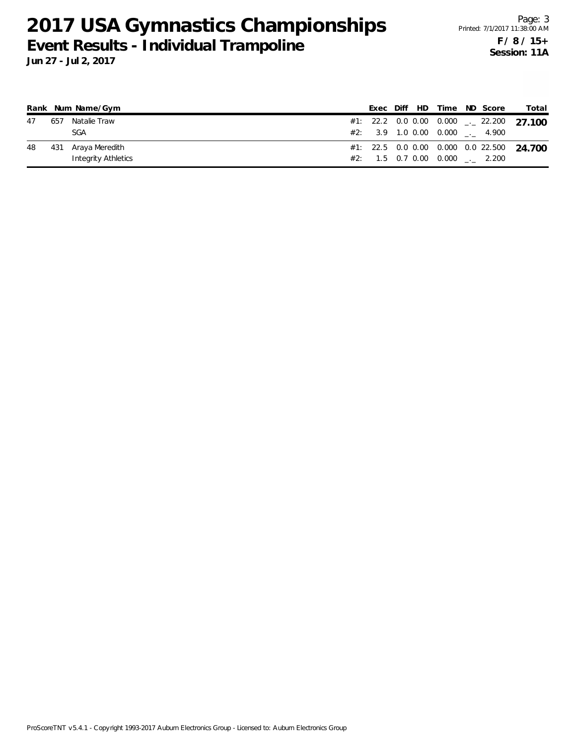# 2017 USA Gymnastics Championships

## Event Results - Individual Trampoline

**Jun 27 - Jul 2, 2017**

**F / 8 / 15+**
**Session: 11A**

| Rank | Num | Name/Gym | | Exec | Diff | HD | Time | ND | Score | Total |
|---|---|---|---|---|---|---|---|---|---|---|
| 47 | 657 | Natalie Traw | #1: | 22.2 | 0.0 | 0.00 | 0.000 | _._ | 22.200 | **27.100** |
| | | SGA | #2: | 3.9 | 1.0 | 0.00 | 0.000 | _._ | 4.900 | |
| 48 | 431 | Araya Meredith | #1: | 22.5 | 0.0 | 0.00 | 0.000 | 0.0 | 22.500 | **24.700** |
| | | Integrity Athletics | #2: | 1.5 | 0.7 | 0.00 | 0.000 | _._ | 2.200 | |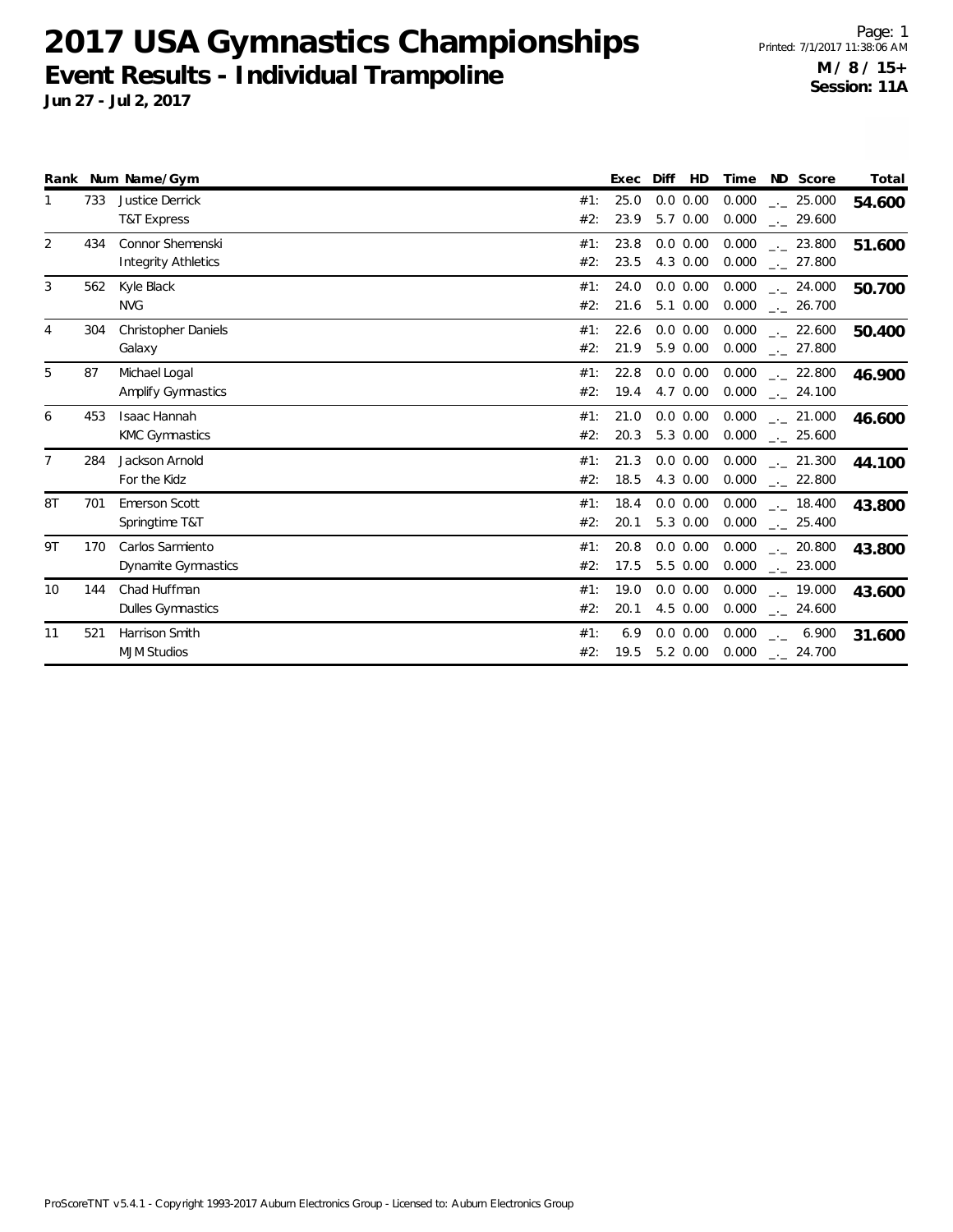# 2017 USA Gymnastics Championships

## Event Results - Individual Trampoline

**Jun 27 - Jul 2, 2017**

Page: 1
Printed: 7/1/2017 11:38:06 AM
**M / 8 / 15+**
**Session: 11A**

| Rank | Num | Name/Gym | | Exec | Diff | HD | Time | ND | Score | Total |
|---|---|---|---|---|---|---|---|---|---|---|
| 1 | 733 | Justice Derrick | #1: | 25.0 | 0.0 | 0.00 | 0.000 | _._ | 25.000 | **54.600** |
| | | T&T Express | #2: | 23.9 | 5.7 | 0.00 | 0.000 | _._ | 29.600 | |
| 2 | 434 | Connor Shemenski | #1: | 23.8 | 0.0 | 0.00 | 0.000 | _._ | 23.800 | **51.600** |
| | | Integrity Athletics | #2: | 23.5 | 4.3 | 0.00 | 0.000 | _._ | 27.800 | |
| 3 | 562 | Kyle Black | #1: | 24.0 | 0.0 | 0.00 | 0.000 | _._ | 24.000 | **50.700** |
| | | NVG | #2: | 21.6 | 5.1 | 0.00 | 0.000 | _._ | 26.700 | |
| 4 | 304 | Christopher Daniels | #1: | 22.6 | 0.0 | 0.00 | 0.000 | _._ | 22.600 | **50.400** |
| | | Galaxy | #2: | 21.9 | 5.9 | 0.00 | 0.000 | _._ | 27.800 | |
| 5 | 87 | Michael Logal | #1: | 22.8 | 0.0 | 0.00 | 0.000 | _._ | 22.800 | **46.900** |
| | | Amplify Gymnastics | #2: | 19.4 | 4.7 | 0.00 | 0.000 | _._ | 24.100 | |
| 6 | 453 | Isaac Hannah | #1: | 21.0 | 0.0 | 0.00 | 0.000 | _._ | 21.000 | **46.600** |
| | | KMC Gymnastics | #2: | 20.3 | 5.3 | 0.00 | 0.000 | _._ | 25.600 | |
| 7 | 284 | Jackson Arnold | #1: | 21.3 | 0.0 | 0.00 | 0.000 | _._ | 21.300 | **44.100** |
| | | For the Kidz | #2: | 18.5 | 4.3 | 0.00 | 0.000 | _._ | 22.800 | |
| 8T | 701 | Emerson Scott | #1: | 18.4 | 0.0 | 0.00 | 0.000 | _._ | 18.400 | **43.800** |
| | | Springtime T&T | #2: | 20.1 | 5.3 | 0.00 | 0.000 | _._ | 25.400 | |
| 9T | 170 | Carlos Sarmiento | #1: | 20.8 | 0.0 | 0.00 | 0.000 | _._ | 20.800 | **43.800** |
| | | Dynamite Gymnastics | #2: | 17.5 | 5.5 | 0.00 | 0.000 | _._ | 23.000 | |
| 10 | 144 | Chad Huffman | #1: | 19.0 | 0.0 | 0.00 | 0.000 | _._ | 19.000 | **43.600** |
| | | Dulles Gymnastics | #2: | 20.1 | 4.5 | 0.00 | 0.000 | _._ | 24.600 | |
| 11 | 521 | Harrison Smith | #1: | 6.9 | 0.0 | 0.00 | 0.000 | _._ | 6.900 | **31.600** |
| | | MJM Studios | #2: | 19.5 | 5.2 | 0.00 | 0.000 | _._ | 24.700 | |

ProScoreTNT v5.4.1 - Copyright 1993-2017 Auburn Electronics Group - Licensed to: Auburn Electronics Group